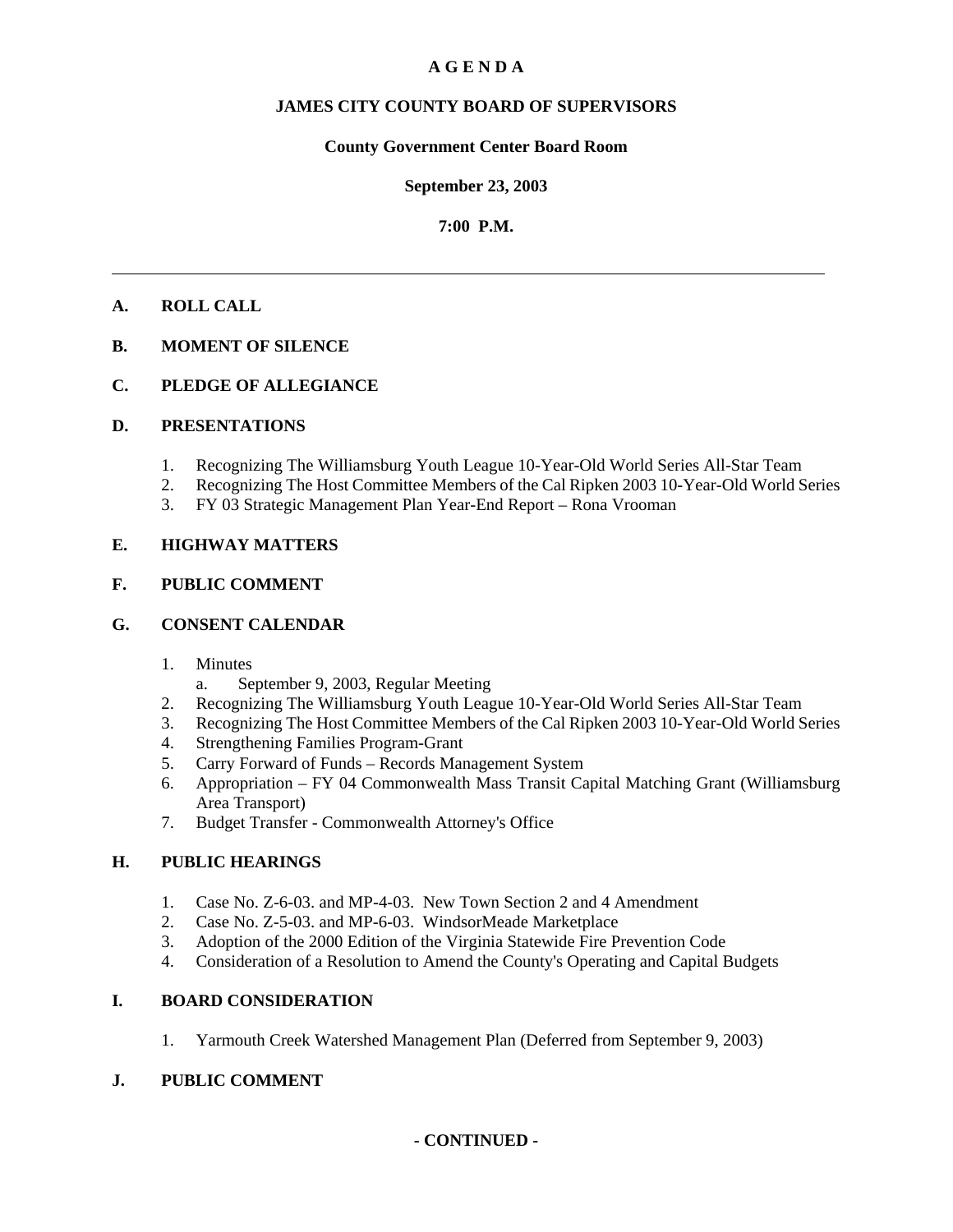# A G E N D A

## JAMES CITY COUNTY BOARD OF SUPERVISORS

### County Government Center Board Room

### September 23, 2003

### 7:00 P.M.

---

**A. ROLL CALL**

**B. MOMENT OF SILENCE**

**C. PLEDGE OF ALLEGIANCE**

**D. PRESENTATIONS**

1. Recognizing The Williamsburg Youth League 10-Year-Old World Series All-Star Team
2. Recognizing The Host Committee Members of the Cal Ripken 2003 10-Year-Old World Series
3. FY 03 Strategic Management Plan Year-End Report – Rona Vrooman

**E. HIGHWAY MATTERS**

**F. PUBLIC COMMENT**

**G. CONSENT CALENDAR**

1. Minutes
   a. September 9, 2003, Regular Meeting
2. Recognizing The Williamsburg Youth League 10-Year-Old World Series All-Star Team
3. Recognizing The Host Committee Members of the Cal Ripken 2003 10-Year-Old World Series
4. Strengthening Families Program-Grant
5. Carry Forward of Funds – Records Management System
6. Appropriation – FY 04 Commonwealth Mass Transit Capital Matching Grant (Williamsburg Area Transport)
7. Budget Transfer - Commonwealth Attorney's Office

**H. PUBLIC HEARINGS**

1. Case No. Z-6-03. and MP-4-03. New Town Section 2 and 4 Amendment
2. Case No. Z-5-03. and MP-6-03. WindsorMeade Marketplace
3. Adoption of the 2000 Edition of the Virginia Statewide Fire Prevention Code
4. Consideration of a Resolution to Amend the County's Operating and Capital Budgets

**I. BOARD CONSIDERATION**

1. Yarmouth Creek Watershed Management Plan (Deferred from September 9, 2003)

**J. PUBLIC COMMENT**

**- CONTINUED -**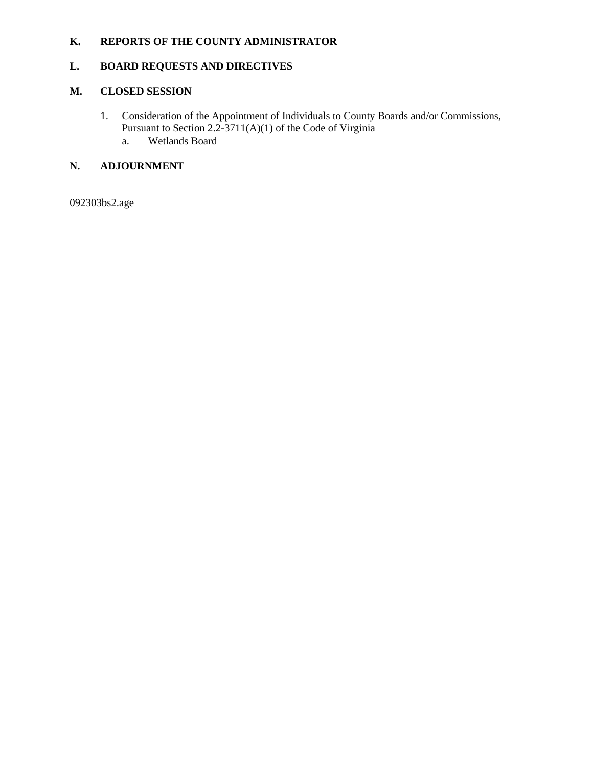**K. REPORTS OF THE COUNTY ADMINISTRATOR**

**L. BOARD REQUESTS AND DIRECTIVES**

**M. CLOSED SESSION**

1. Consideration of the Appointment of Individuals to County Boards and/or Commissions, Pursuant to Section 2.2-3711(A)(1) of the Code of Virginia
   a. Wetlands Board

**N. ADJOURNMENT**

092303bs2.age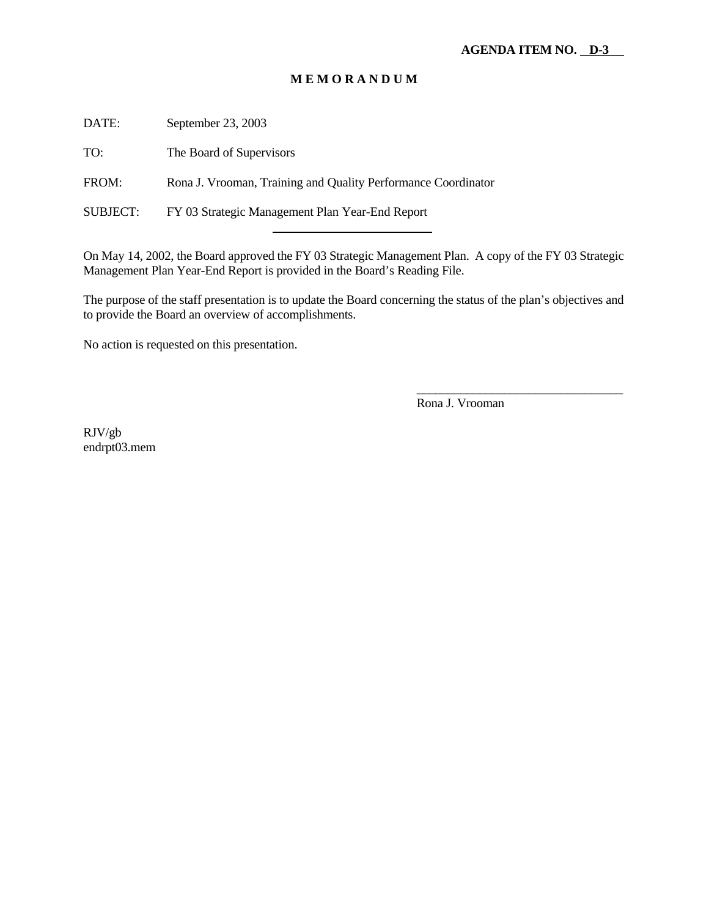**AGENDA ITEM NO. D-3**

**M E M O R A N D U M**

DATE: September 23, 2003

TO: The Board of Supervisors

FROM: Rona J. Vrooman, Training and Quality Performance Coordinator

SUBJECT: FY 03 Strategic Management Plan Year-End Report

---

On May 14, 2002, the Board approved the FY 03 Strategic Management Plan. A copy of the FY 03 Strategic Management Plan Year-End Report is provided in the Board's Reading File.

The purpose of the staff presentation is to update the Board concerning the status of the plan's objectives and to provide the Board an overview of accomplishments.

No action is requested on this presentation.

\_\_\_\_\_\_\_\_\_\_\_\_\_\_\_\_\_\_\_\_\_\_\_\_\_\_\_\_\_\_\_\_\_

Rona J. Vrooman

RJV/gb
endrpt03.mem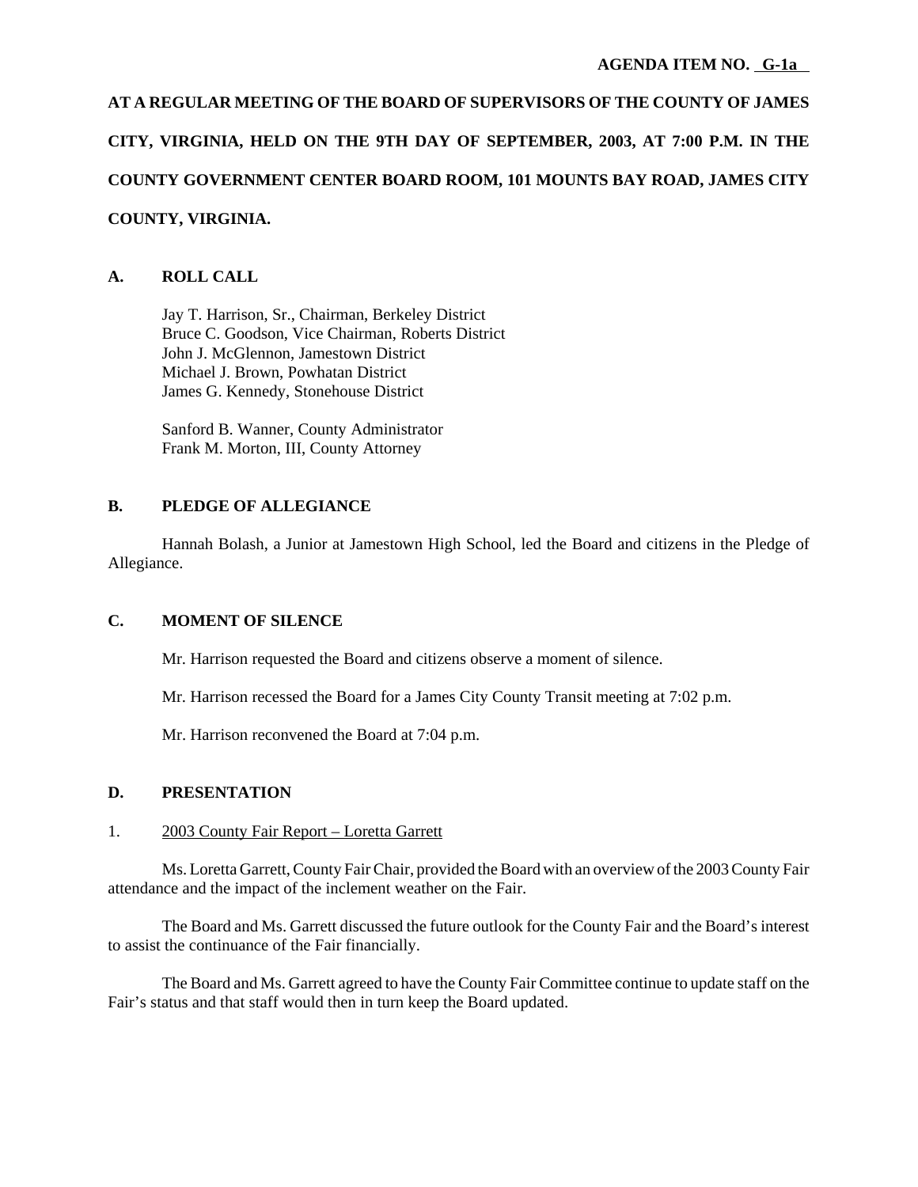**AGENDA ITEM NO. G-1a**

**AT A REGULAR MEETING OF THE BOARD OF SUPERVISORS OF THE COUNTY OF JAMES CITY, VIRGINIA, HELD ON THE 9TH DAY OF SEPTEMBER, 2003, AT 7:00 P.M. IN THE COUNTY GOVERNMENT CENTER BOARD ROOM, 101 MOUNTS BAY ROAD, JAMES CITY COUNTY, VIRGINIA.**

## A. ROLL CALL

Jay T. Harrison, Sr., Chairman, Berkeley District
Bruce C. Goodson, Vice Chairman, Roberts District
John J. McGlennon, Jamestown District
Michael J. Brown, Powhatan District
James G. Kennedy, Stonehouse District

Sanford B. Wanner, County Administrator
Frank M. Morton, III, County Attorney

## B. PLEDGE OF ALLEGIANCE

Hannah Bolash, a Junior at Jamestown High School, led the Board and citizens in the Pledge of Allegiance.

## C. MOMENT OF SILENCE

Mr. Harrison requested the Board and citizens observe a moment of silence.

Mr. Harrison recessed the Board for a James City County Transit meeting at 7:02 p.m.

Mr. Harrison reconvened the Board at 7:04 p.m.

## D. PRESENTATION

1. 2003 County Fair Report – Loretta Garrett

Ms. Loretta Garrett, County Fair Chair, provided the Board with an overview of the 2003 County Fair attendance and the impact of the inclement weather on the Fair.

The Board and Ms. Garrett discussed the future outlook for the County Fair and the Board's interest to assist the continuance of the Fair financially.

The Board and Ms. Garrett agreed to have the County Fair Committee continue to update staff on the Fair's status and that staff would then in turn keep the Board updated.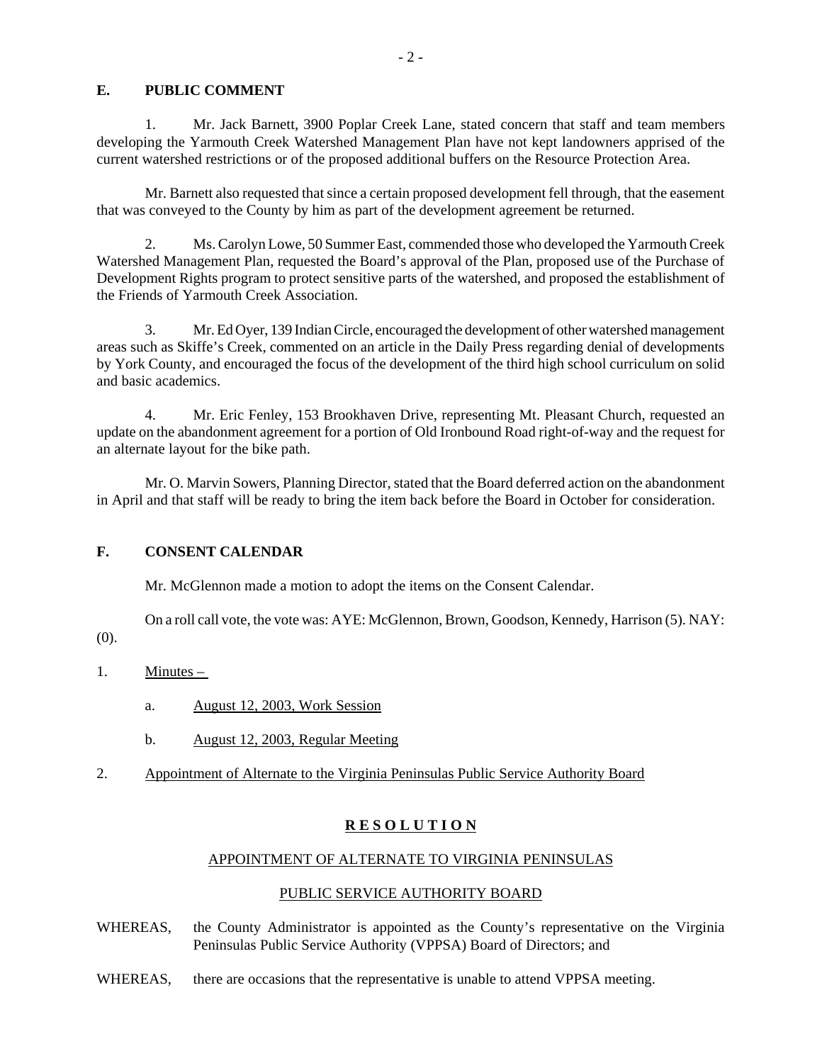## E. PUBLIC COMMENT

1. Mr. Jack Barnett, 3900 Poplar Creek Lane, stated concern that staff and team members developing the Yarmouth Creek Watershed Management Plan have not kept landowners apprised of the current watershed restrictions or of the proposed additional buffers on the Resource Protection Area.

Mr. Barnett also requested that since a certain proposed development fell through, that the easement that was conveyed to the County by him as part of the development agreement be returned.

2. Ms. Carolyn Lowe, 50 Summer East, commended those who developed the Yarmouth Creek Watershed Management Plan, requested the Board's approval of the Plan, proposed use of the Purchase of Development Rights program to protect sensitive parts of the watershed, and proposed the establishment of the Friends of Yarmouth Creek Association.

3. Mr. Ed Oyer, 139 Indian Circle, encouraged the development of other watershed management areas such as Skiffe's Creek, commented on an article in the Daily Press regarding denial of developments by York County, and encouraged the focus of the development of the third high school curriculum on solid and basic academics.

4. Mr. Eric Fenley, 153 Brookhaven Drive, representing Mt. Pleasant Church, requested an update on the abandonment agreement for a portion of Old Ironbound Road right-of-way and the request for an alternate layout for the bike path.

Mr. O. Marvin Sowers, Planning Director, stated that the Board deferred action on the abandonment in April and that staff will be ready to bring the item back before the Board in October for consideration.

## F. CONSENT CALENDAR

Mr. McGlennon made a motion to adopt the items on the Consent Calendar.

On a roll call vote, the vote was: AYE: McGlennon, Brown, Goodson, Kennedy, Harrison (5). NAY: (0).

1. Minutes –

   a. August 12, 2003, Work Session

   b. August 12, 2003, Regular Meeting

2. Appointment of Alternate to the Virginia Peninsulas Public Service Authority Board

**R E S O L U T I O N**

APPOINTMENT OF ALTERNATE TO VIRGINIA PENINSULAS

PUBLIC SERVICE AUTHORITY BOARD

WHEREAS, the County Administrator is appointed as the County's representative on the Virginia Peninsulas Public Service Authority (VPPSA) Board of Directors; and

WHEREAS, there are occasions that the representative is unable to attend VPPSA meeting.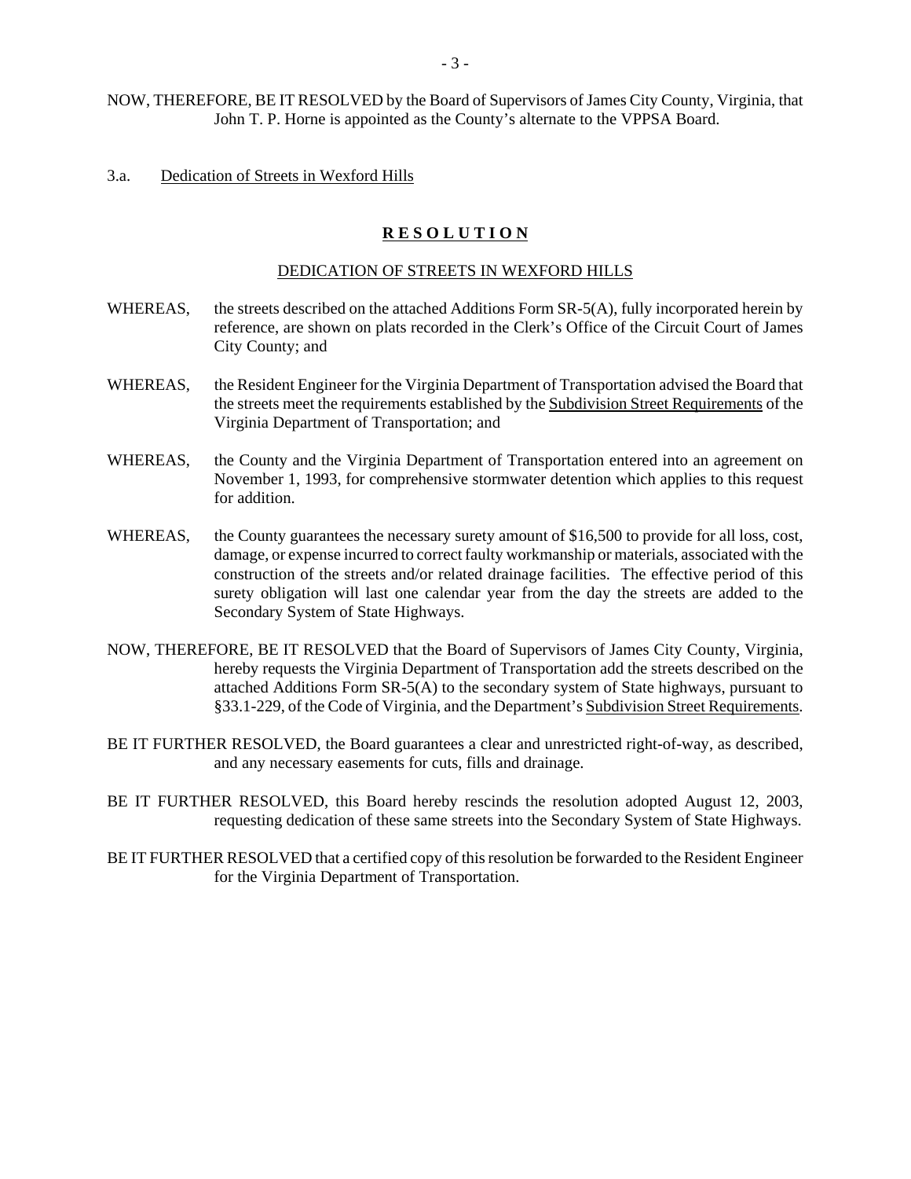NOW, THEREFORE, BE IT RESOLVED by the Board of Supervisors of James City County, Virginia, that John T. P. Horne is appointed as the County's alternate to the VPPSA Board.

3.a. Dedication of Streets in Wexford Hills

**R E S O L U T I O N**

DEDICATION OF STREETS IN WEXFORD HILLS

WHEREAS, the streets described on the attached Additions Form SR-5(A), fully incorporated herein by reference, are shown on plats recorded in the Clerk's Office of the Circuit Court of James City County; and

WHEREAS, the Resident Engineer for the Virginia Department of Transportation advised the Board that the streets meet the requirements established by the Subdivision Street Requirements of the Virginia Department of Transportation; and

WHEREAS, the County and the Virginia Department of Transportation entered into an agreement on November 1, 1993, for comprehensive stormwater detention which applies to this request for addition.

WHEREAS, the County guarantees the necessary surety amount of $16,500 to provide for all loss, cost, damage, or expense incurred to correct faulty workmanship or materials, associated with the construction of the streets and/or related drainage facilities. The effective period of this surety obligation will last one calendar year from the day the streets are added to the Secondary System of State Highways.

NOW, THEREFORE, BE IT RESOLVED that the Board of Supervisors of James City County, Virginia, hereby requests the Virginia Department of Transportation add the streets described on the attached Additions Form SR-5(A) to the secondary system of State highways, pursuant to §33.1-229, of the Code of Virginia, and the Department's Subdivision Street Requirements.

BE IT FURTHER RESOLVED, the Board guarantees a clear and unrestricted right-of-way, as described, and any necessary easements for cuts, fills and drainage.

BE IT FURTHER RESOLVED, this Board hereby rescinds the resolution adopted August 12, 2003, requesting dedication of these same streets into the Secondary System of State Highways.

BE IT FURTHER RESOLVED that a certified copy of this resolution be forwarded to the Resident Engineer for the Virginia Department of Transportation.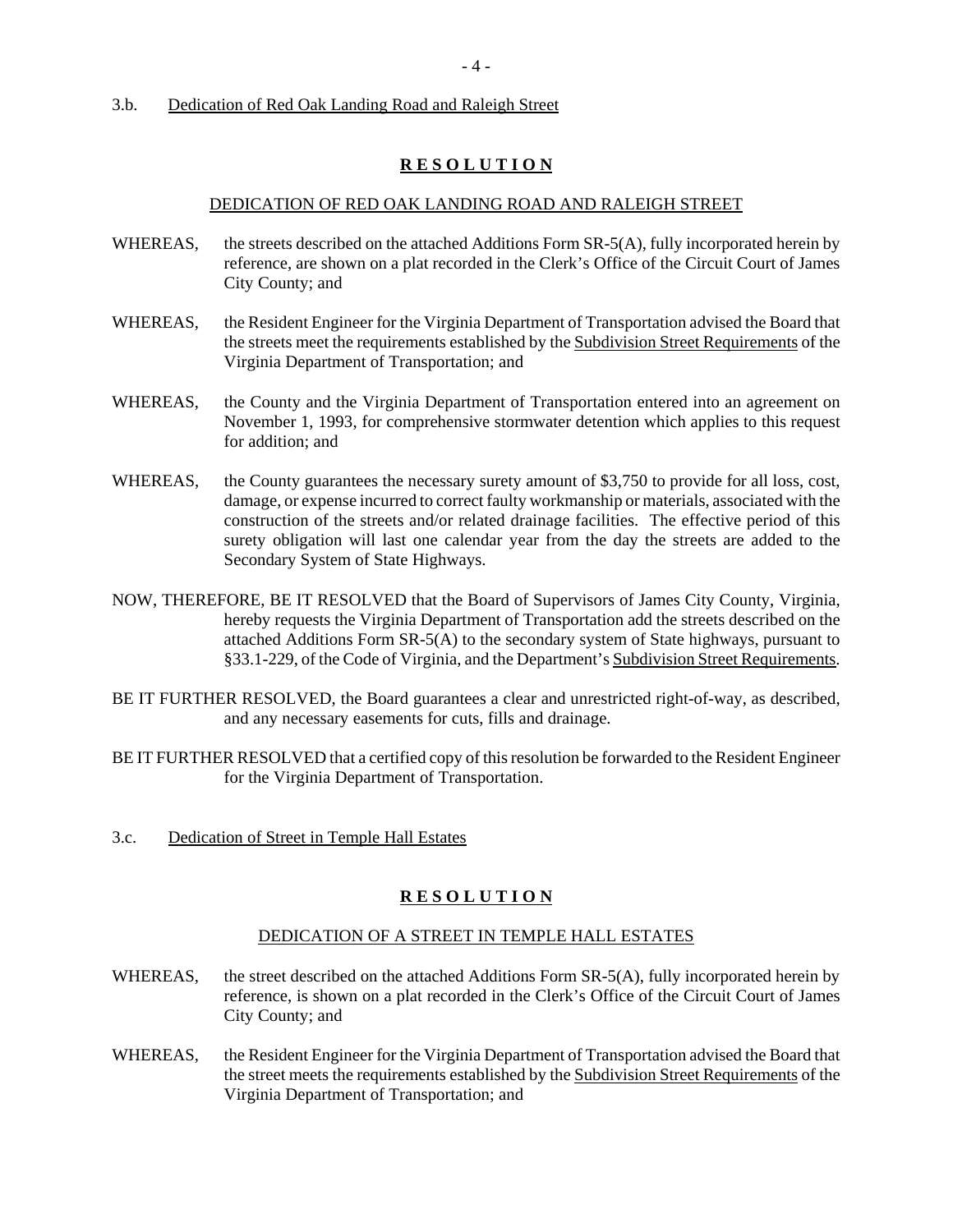3.b. Dedication of Red Oak Landing Road and Raleigh Street

**R E S O L U T I O N**

DEDICATION OF RED OAK LANDING ROAD AND RALEIGH STREET

WHEREAS, the streets described on the attached Additions Form SR-5(A), fully incorporated herein by reference, are shown on a plat recorded in the Clerk's Office of the Circuit Court of James City County; and

WHEREAS, the Resident Engineer for the Virginia Department of Transportation advised the Board that the streets meet the requirements established by the Subdivision Street Requirements of the Virginia Department of Transportation; and

WHEREAS, the County and the Virginia Department of Transportation entered into an agreement on November 1, 1993, for comprehensive stormwater detention which applies to this request for addition; and

WHEREAS, the County guarantees the necessary surety amount of $3,750 to provide for all loss, cost, damage, or expense incurred to correct faulty workmanship or materials, associated with the construction of the streets and/or related drainage facilities. The effective period of this surety obligation will last one calendar year from the day the streets are added to the Secondary System of State Highways.

NOW, THEREFORE, BE IT RESOLVED that the Board of Supervisors of James City County, Virginia, hereby requests the Virginia Department of Transportation add the streets described on the attached Additions Form SR-5(A) to the secondary system of State highways, pursuant to §33.1-229, of the Code of Virginia, and the Department's Subdivision Street Requirements.

BE IT FURTHER RESOLVED, the Board guarantees a clear and unrestricted right-of-way, as described, and any necessary easements for cuts, fills and drainage.

BE IT FURTHER RESOLVED that a certified copy of this resolution be forwarded to the Resident Engineer for the Virginia Department of Transportation.

3.c. Dedication of Street in Temple Hall Estates

**R E S O L U T I O N**

DEDICATION OF A STREET IN TEMPLE HALL ESTATES

WHEREAS, the street described on the attached Additions Form SR-5(A), fully incorporated herein by reference, is shown on a plat recorded in the Clerk's Office of the Circuit Court of James City County; and

WHEREAS, the Resident Engineer for the Virginia Department of Transportation advised the Board that the street meets the requirements established by the Subdivision Street Requirements of the Virginia Department of Transportation; and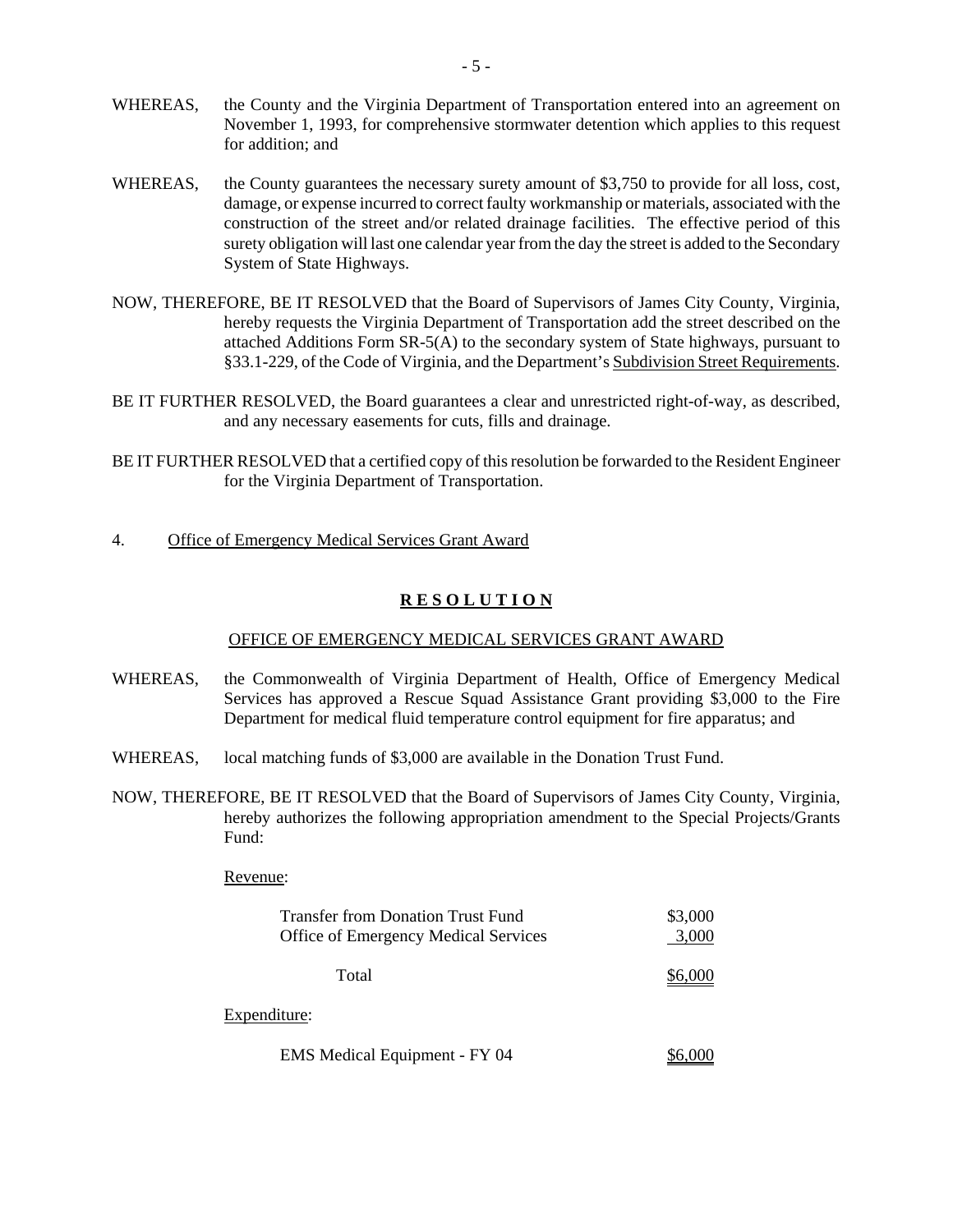WHEREAS, the County and the Virginia Department of Transportation entered into an agreement on November 1, 1993, for comprehensive stormwater detention which applies to this request for addition; and

WHEREAS, the County guarantees the necessary surety amount of $3,750 to provide for all loss, cost, damage, or expense incurred to correct faulty workmanship or materials, associated with the construction of the street and/or related drainage facilities. The effective period of this surety obligation will last one calendar year from the day the street is added to the Secondary System of State Highways.

NOW, THEREFORE, BE IT RESOLVED that the Board of Supervisors of James City County, Virginia, hereby requests the Virginia Department of Transportation add the street described on the attached Additions Form SR-5(A) to the secondary system of State highways, pursuant to §33.1-229, of the Code of Virginia, and the Department's Subdivision Street Requirements.

BE IT FURTHER RESOLVED, the Board guarantees a clear and unrestricted right-of-way, as described, and any necessary easements for cuts, fills and drainage.

BE IT FURTHER RESOLVED that a certified copy of this resolution be forwarded to the Resident Engineer for the Virginia Department of Transportation.

4. Office of Emergency Medical Services Grant Award

## **R E S O L U T I O N**

### OFFICE OF EMERGENCY MEDICAL SERVICES GRANT AWARD

WHEREAS, the Commonwealth of Virginia Department of Health, Office of Emergency Medical Services has approved a Rescue Squad Assistance Grant providing $3,000 to the Fire Department for medical fluid temperature control equipment for fire apparatus; and

WHEREAS, local matching funds of $3,000 are available in the Donation Trust Fund.

NOW, THEREFORE, BE IT RESOLVED that the Board of Supervisors of James City County, Virginia, hereby authorizes the following appropriation amendment to the Special Projects/Grants Fund:

Revenue:

| | |
|---|---|
| Transfer from Donation Trust Fund | $3,000 |
| Office of Emergency Medical Services | 3,000 |
| Total | $6,000 |

Expenditure:

| | |
|---|---|
| EMS Medical Equipment - FY 04 | $6,000 |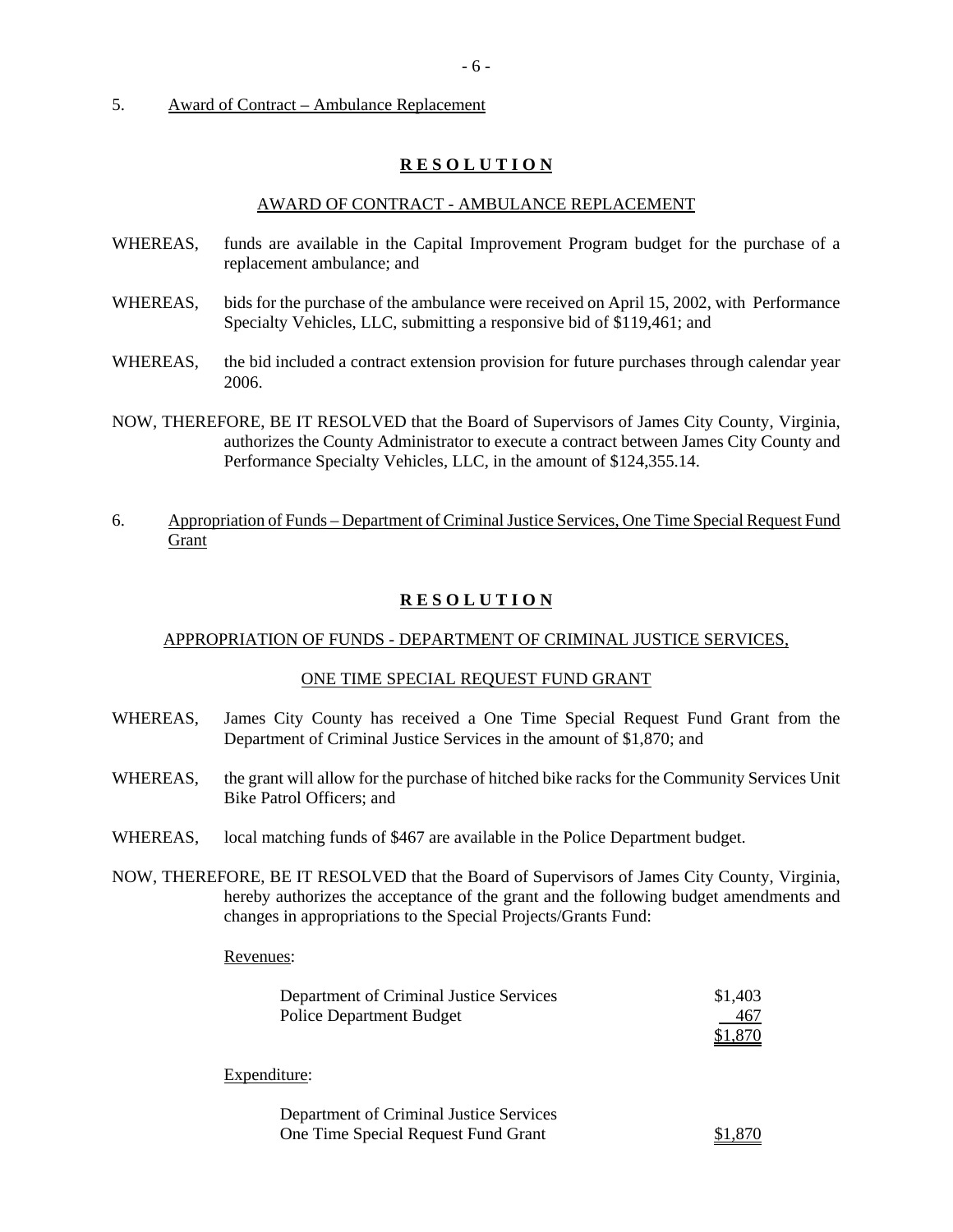5. Award of Contract – Ambulance Replacement

**R E S O L U T I O N**

AWARD OF CONTRACT - AMBULANCE REPLACEMENT

WHEREAS, funds are available in the Capital Improvement Program budget for the purchase of a replacement ambulance; and

WHEREAS, bids for the purchase of the ambulance were received on April 15, 2002, with Performance Specialty Vehicles, LLC, submitting a responsive bid of $119,461; and

WHEREAS, the bid included a contract extension provision for future purchases through calendar year 2006.

NOW, THEREFORE, BE IT RESOLVED that the Board of Supervisors of James City County, Virginia, authorizes the County Administrator to execute a contract between James City County and Performance Specialty Vehicles, LLC, in the amount of $124,355.14.

6. Appropriation of Funds – Department of Criminal Justice Services, One Time Special Request Fund Grant

**R E S O L U T I O N**

APPROPRIATION OF FUNDS - DEPARTMENT OF CRIMINAL JUSTICE SERVICES,

ONE TIME SPECIAL REQUEST FUND GRANT

WHEREAS, James City County has received a One Time Special Request Fund Grant from the Department of Criminal Justice Services in the amount of $1,870; and

WHEREAS, the grant will allow for the purchase of hitched bike racks for the Community Services Unit Bike Patrol Officers; and

WHEREAS, local matching funds of $467 are available in the Police Department budget.

NOW, THEREFORE, BE IT RESOLVED that the Board of Supervisors of James City County, Virginia, hereby authorizes the acceptance of the grant and the following budget amendments and changes in appropriations to the Special Projects/Grants Fund:

Revenues:

| | |
|---|---|
| Department of Criminal Justice Services | $1,403 |
| Police Department Budget | 467 |
| | $1,870 |

Expenditure:

| | |
|---|---|
| Department of Criminal Justice Services One Time Special Request Fund Grant | $1,870 |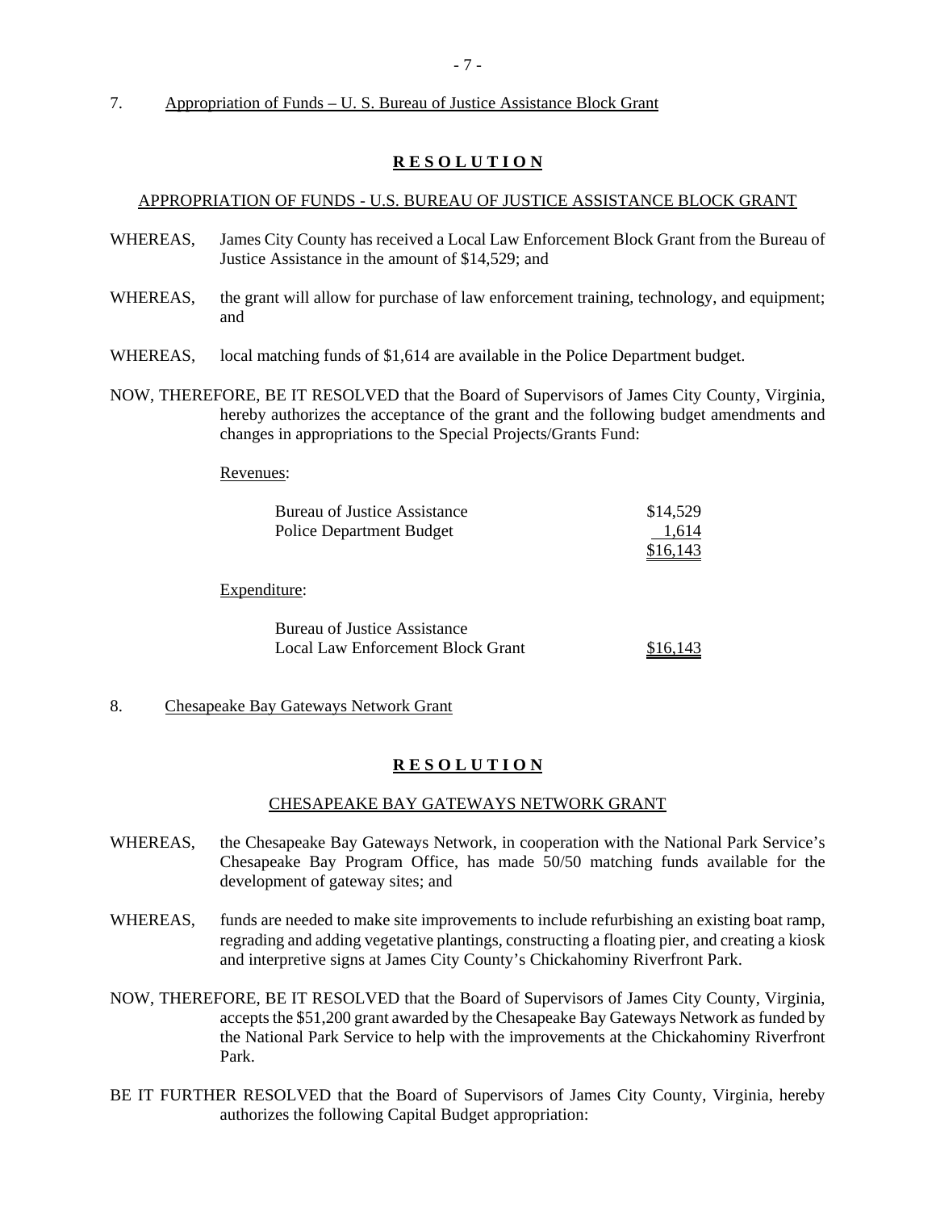7. Appropriation of Funds – U. S. Bureau of Justice Assistance Block Grant

**R E S O L U T I O N**

APPROPRIATION OF FUNDS - U.S. BUREAU OF JUSTICE ASSISTANCE BLOCK GRANT

WHEREAS, James City County has received a Local Law Enforcement Block Grant from the Bureau of Justice Assistance in the amount of $14,529; and

WHEREAS, the grant will allow for purchase of law enforcement training, technology, and equipment; and

WHEREAS, local matching funds of $1,614 are available in the Police Department budget.

NOW, THEREFORE, BE IT RESOLVED that the Board of Supervisors of James City County, Virginia, hereby authorizes the acceptance of the grant and the following budget amendments and changes in appropriations to the Special Projects/Grants Fund:

Revenues:

| | |
|---|---|
| Bureau of Justice Assistance | $14,529 |
| Police Department Budget | 1,614 |
| | $16,143 |

Expenditure:

| | |
|---|---|
| Bureau of Justice Assistance Local Law Enforcement Block Grant | $16,143 |

8. Chesapeake Bay Gateways Network Grant

**R E S O L U T I O N**

CHESAPEAKE BAY GATEWAYS NETWORK GRANT

WHEREAS, the Chesapeake Bay Gateways Network, in cooperation with the National Park Service's Chesapeake Bay Program Office, has made 50/50 matching funds available for the development of gateway sites; and

WHEREAS, funds are needed to make site improvements to include refurbishing an existing boat ramp, regrading and adding vegetative plantings, constructing a floating pier, and creating a kiosk and interpretive signs at James City County's Chickahominy Riverfront Park.

NOW, THEREFORE, BE IT RESOLVED that the Board of Supervisors of James City County, Virginia, accepts the $51,200 grant awarded by the Chesapeake Bay Gateways Network as funded by the National Park Service to help with the improvements at the Chickahominy Riverfront Park.

BE IT FURTHER RESOLVED that the Board of Supervisors of James City County, Virginia, hereby authorizes the following Capital Budget appropriation: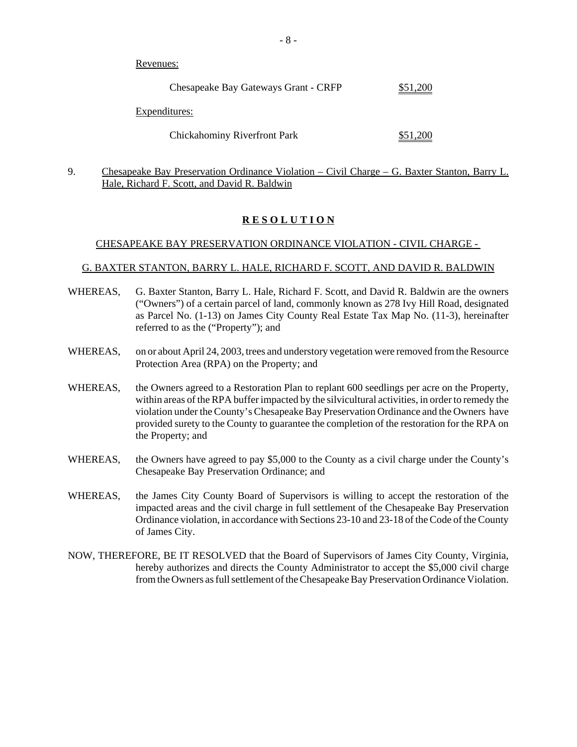Revenues:

| | |
|---|---|
| Chesapeake Bay Gateways Grant - CRFP | $51,200 |

Expenditures:

| | |
|---|---|
| Chickahominy Riverfront Park | $51,200 |

9. Chesapeake Bay Preservation Ordinance Violation – Civil Charge – G. Baxter Stanton, Barry L. Hale, Richard F. Scott, and David R. Baldwin

**R E S O L U T I O N**

CHESAPEAKE BAY PRESERVATION ORDINANCE VIOLATION - CIVIL CHARGE -

G. BAXTER STANTON, BARRY L. HALE, RICHARD F. SCOTT, AND DAVID R. BALDWIN

WHEREAS, G. Baxter Stanton, Barry L. Hale, Richard F. Scott, and David R. Baldwin are the owners ("Owners") of a certain parcel of land, commonly known as 278 Ivy Hill Road, designated as Parcel No. (1-13) on James City County Real Estate Tax Map No. (11-3), hereinafter referred to as the ("Property"); and

WHEREAS, on or about April 24, 2003, trees and understory vegetation were removed from the Resource Protection Area (RPA) on the Property; and

WHEREAS, the Owners agreed to a Restoration Plan to replant 600 seedlings per acre on the Property, within areas of the RPA buffer impacted by the silvicultural activities, in order to remedy the violation under the County's Chesapeake Bay Preservation Ordinance and the Owners have provided surety to the County to guarantee the completion of the restoration for the RPA on the Property; and

WHEREAS, the Owners have agreed to pay $5,000 to the County as a civil charge under the County's Chesapeake Bay Preservation Ordinance; and

WHEREAS, the James City County Board of Supervisors is willing to accept the restoration of the impacted areas and the civil charge in full settlement of the Chesapeake Bay Preservation Ordinance violation, in accordance with Sections 23-10 and 23-18 of the Code of the County of James City.

NOW, THEREFORE, BE IT RESOLVED that the Board of Supervisors of James City County, Virginia, hereby authorizes and directs the County Administrator to accept the $5,000 civil charge from the Owners as full settlement of the Chesapeake Bay Preservation Ordinance Violation.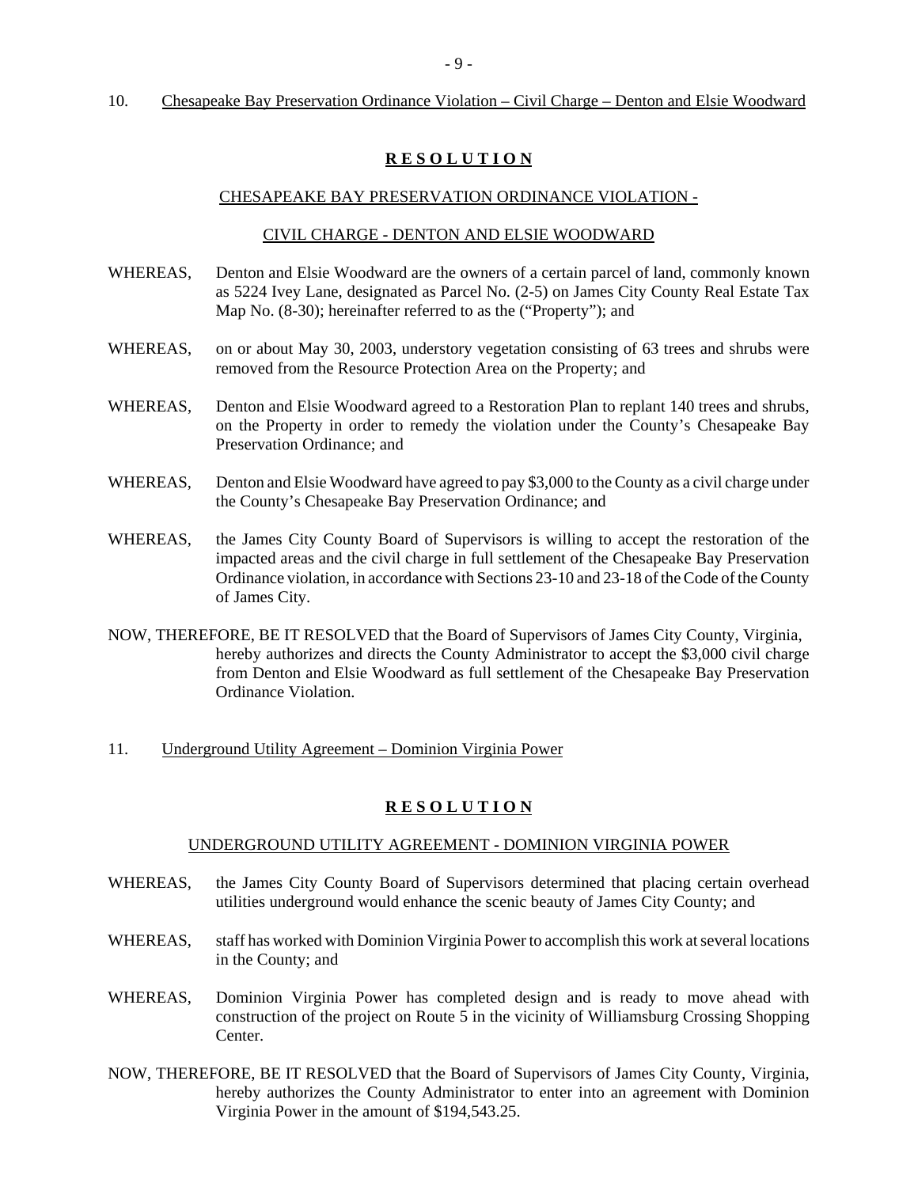10. Chesapeake Bay Preservation Ordinance Violation – Civil Charge – Denton and Elsie Woodward

**R E S O L U T I O N**

CHESAPEAKE BAY PRESERVATION ORDINANCE VIOLATION -

CIVIL CHARGE - DENTON AND ELSIE WOODWARD

WHEREAS, Denton and Elsie Woodward are the owners of a certain parcel of land, commonly known as 5224 Ivey Lane, designated as Parcel No. (2-5) on James City County Real Estate Tax Map No. (8-30); hereinafter referred to as the ("Property"); and

WHEREAS, on or about May 30, 2003, understory vegetation consisting of 63 trees and shrubs were removed from the Resource Protection Area on the Property; and

WHEREAS, Denton and Elsie Woodward agreed to a Restoration Plan to replant 140 trees and shrubs, on the Property in order to remedy the violation under the County's Chesapeake Bay Preservation Ordinance; and

WHEREAS, Denton and Elsie Woodward have agreed to pay $3,000 to the County as a civil charge under the County's Chesapeake Bay Preservation Ordinance; and

WHEREAS, the James City County Board of Supervisors is willing to accept the restoration of the impacted areas and the civil charge in full settlement of the Chesapeake Bay Preservation Ordinance violation, in accordance with Sections 23-10 and 23-18 of the Code of the County of James City.

NOW, THEREFORE, BE IT RESOLVED that the Board of Supervisors of James City County, Virginia, hereby authorizes and directs the County Administrator to accept the $3,000 civil charge from Denton and Elsie Woodward as full settlement of the Chesapeake Bay Preservation Ordinance Violation.

11. Underground Utility Agreement – Dominion Virginia Power

**R E S O L U T I O N**

UNDERGROUND UTILITY AGREEMENT - DOMINION VIRGINIA POWER

WHEREAS, the James City County Board of Supervisors determined that placing certain overhead utilities underground would enhance the scenic beauty of James City County; and

WHEREAS, staff has worked with Dominion Virginia Power to accomplish this work at several locations in the County; and

WHEREAS, Dominion Virginia Power has completed design and is ready to move ahead with construction of the project on Route 5 in the vicinity of Williamsburg Crossing Shopping Center.

NOW, THEREFORE, BE IT RESOLVED that the Board of Supervisors of James City County, Virginia, hereby authorizes the County Administrator to enter into an agreement with Dominion Virginia Power in the amount of $194,543.25.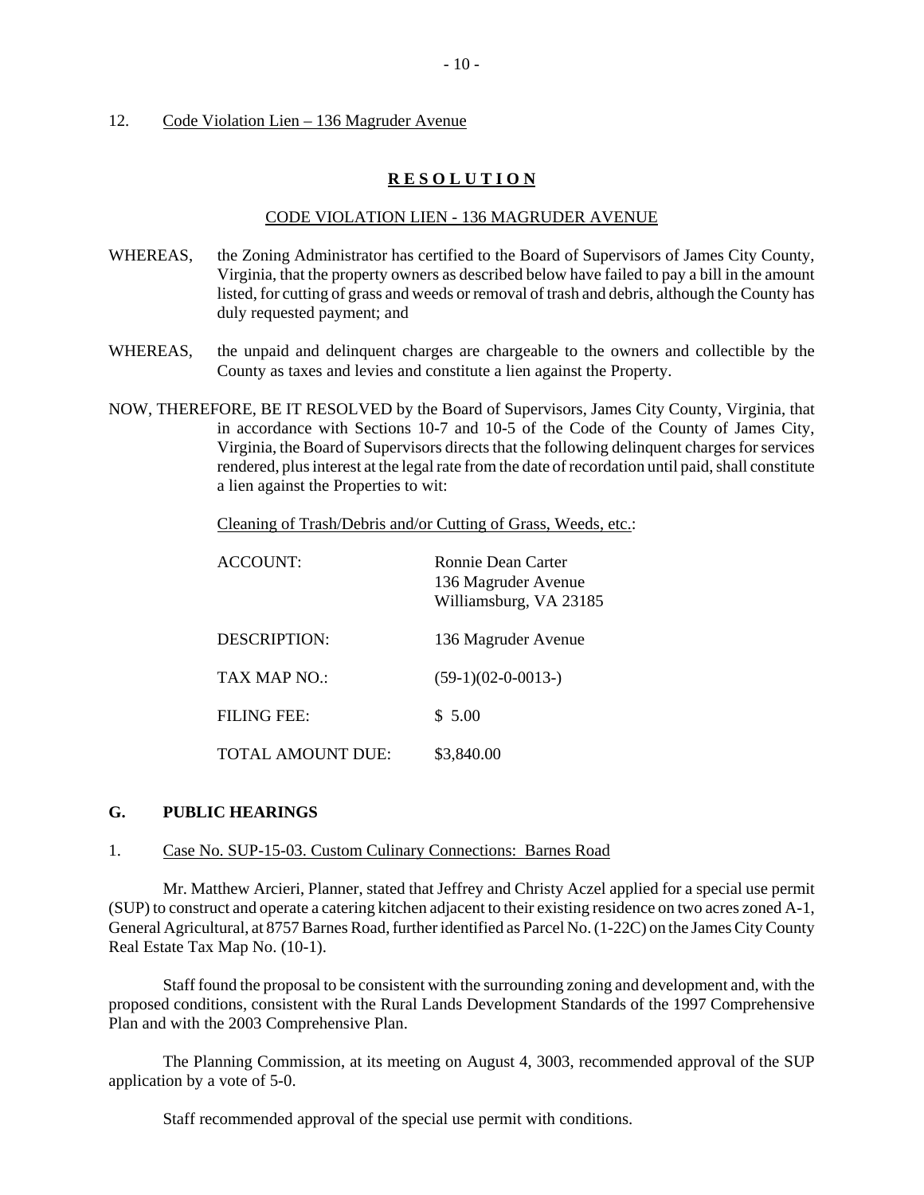12. Code Violation Lien – 136 Magruder Avenue

**R E S O L U T I O N**

CODE VIOLATION LIEN - 136 MAGRUDER AVENUE

WHEREAS, the Zoning Administrator has certified to the Board of Supervisors of James City County, Virginia, that the property owners as described below have failed to pay a bill in the amount listed, for cutting of grass and weeds or removal of trash and debris, although the County has duly requested payment; and

WHEREAS, the unpaid and delinquent charges are chargeable to the owners and collectible by the County as taxes and levies and constitute a lien against the Property.

NOW, THEREFORE, BE IT RESOLVED by the Board of Supervisors, James City County, Virginia, that in accordance with Sections 10-7 and 10-5 of the Code of the County of James City, Virginia, the Board of Supervisors directs that the following delinquent charges for services rendered, plus interest at the legal rate from the date of recordation until paid, shall constitute a lien against the Properties to wit:

Cleaning of Trash/Debris and/or Cutting of Grass, Weeds, etc.:

| | |
|---|---|
| ACCOUNT: | Ronnie Dean Carter<br>136 Magruder Avenue<br>Williamsburg, VA 23185 |
| DESCRIPTION: | 136 Magruder Avenue |
| TAX MAP NO.: | (59-1)(02-0-0013-) |
| FILING FEE: | $ 5.00 |
| TOTAL AMOUNT DUE: | $3,840.00 |

## G. PUBLIC HEARINGS

1. Case No. SUP-15-03. Custom Culinary Connections: Barnes Road

Mr. Matthew Arcieri, Planner, stated that Jeffrey and Christy Aczel applied for a special use permit (SUP) to construct and operate a catering kitchen adjacent to their existing residence on two acres zoned A-1, General Agricultural, at 8757 Barnes Road, further identified as Parcel No. (1-22C) on the James City County Real Estate Tax Map No. (10-1).

Staff found the proposal to be consistent with the surrounding zoning and development and, with the proposed conditions, consistent with the Rural Lands Development Standards of the 1997 Comprehensive Plan and with the 2003 Comprehensive Plan.

The Planning Commission, at its meeting on August 4, 3003, recommended approval of the SUP application by a vote of 5-0.

Staff recommended approval of the special use permit with conditions.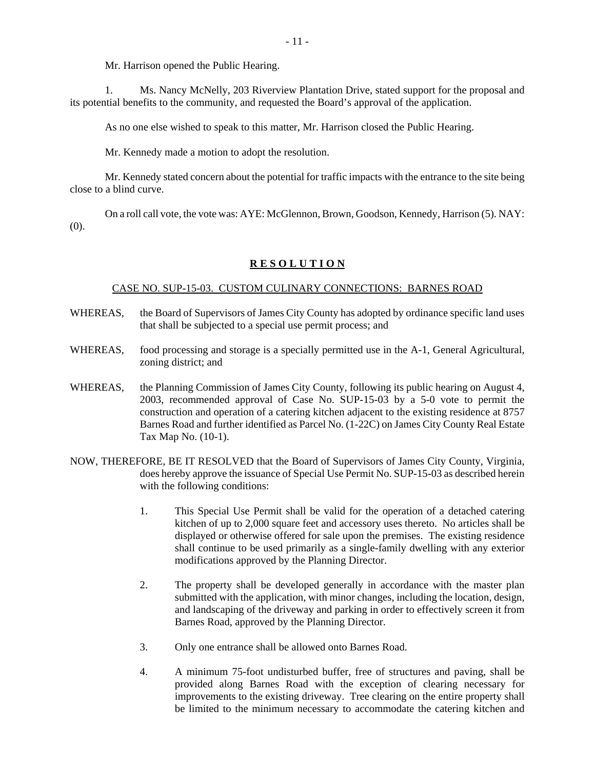Mr. Harrison opened the Public Hearing.

1. Ms. Nancy McNelly, 203 Riverview Plantation Drive, stated support for the proposal and its potential benefits to the community, and requested the Board's approval of the application.

As no one else wished to speak to this matter, Mr. Harrison closed the Public Hearing.

Mr. Kennedy made a motion to adopt the resolution.

Mr. Kennedy stated concern about the potential for traffic impacts with the entrance to the site being close to a blind curve.

On a roll call vote, the vote was: AYE: McGlennon, Brown, Goodson, Kennedy, Harrison (5). NAY: (0).

## **R E S O L U T I O N**

CASE NO. SUP-15-03. CUSTOM CULINARY CONNECTIONS: BARNES ROAD

WHEREAS, the Board of Supervisors of James City County has adopted by ordinance specific land uses that shall be subjected to a special use permit process; and

WHEREAS, food processing and storage is a specially permitted use in the A-1, General Agricultural, zoning district; and

WHEREAS, the Planning Commission of James City County, following its public hearing on August 4, 2003, recommended approval of Case No. SUP-15-03 by a 5-0 vote to permit the construction and operation of a catering kitchen adjacent to the existing residence at 8757 Barnes Road and further identified as Parcel No. (1-22C) on James City County Real Estate Tax Map No. (10-1).

NOW, THEREFORE, BE IT RESOLVED that the Board of Supervisors of James City County, Virginia, does hereby approve the issuance of Special Use Permit No. SUP-15-03 as described herein with the following conditions:

1. This Special Use Permit shall be valid for the operation of a detached catering kitchen of up to 2,000 square feet and accessory uses thereto. No articles shall be displayed or otherwise offered for sale upon the premises. The existing residence shall continue to be used primarily as a single-family dwelling with any exterior modifications approved by the Planning Director.

2. The property shall be developed generally in accordance with the master plan submitted with the application, with minor changes, including the location, design, and landscaping of the driveway and parking in order to effectively screen it from Barnes Road, approved by the Planning Director.

3. Only one entrance shall be allowed onto Barnes Road.

4. A minimum 75-foot undisturbed buffer, free of structures and paving, shall be provided along Barnes Road with the exception of clearing necessary for improvements to the existing driveway. Tree clearing on the entire property shall be limited to the minimum necessary to accommodate the catering kitchen and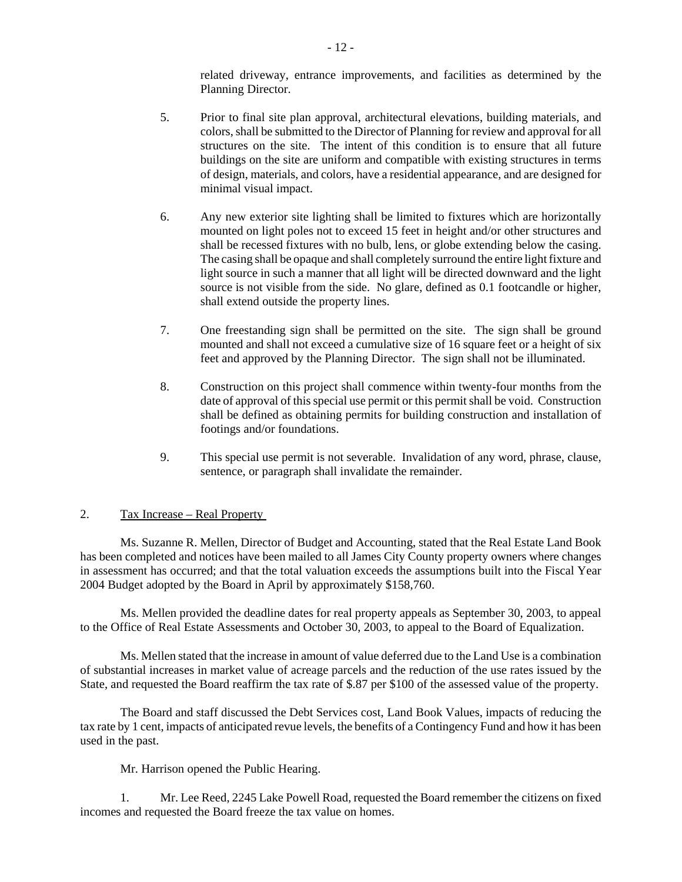related driveway, entrance improvements, and facilities as determined by the Planning Director.

5. Prior to final site plan approval, architectural elevations, building materials, and colors, shall be submitted to the Director of Planning for review and approval for all structures on the site. The intent of this condition is to ensure that all future buildings on the site are uniform and compatible with existing structures in terms of design, materials, and colors, have a residential appearance, and are designed for minimal visual impact.

6. Any new exterior site lighting shall be limited to fixtures which are horizontally mounted on light poles not to exceed 15 feet in height and/or other structures and shall be recessed fixtures with no bulb, lens, or globe extending below the casing. The casing shall be opaque and shall completely surround the entire light fixture and light source in such a manner that all light will be directed downward and the light source is not visible from the side. No glare, defined as 0.1 footcandle or higher, shall extend outside the property lines.

7. One freestanding sign shall be permitted on the site. The sign shall be ground mounted and shall not exceed a cumulative size of 16 square feet or a height of six feet and approved by the Planning Director. The sign shall not be illuminated.

8. Construction on this project shall commence within twenty-four months from the date of approval of this special use permit or this permit shall be void. Construction shall be defined as obtaining permits for building construction and installation of footings and/or foundations.

9. This special use permit is not severable. Invalidation of any word, phrase, clause, sentence, or paragraph shall invalidate the remainder.

2. Tax Increase – Real Property

Ms. Suzanne R. Mellen, Director of Budget and Accounting, stated that the Real Estate Land Book has been completed and notices have been mailed to all James City County property owners where changes in assessment has occurred; and that the total valuation exceeds the assumptions built into the Fiscal Year 2004 Budget adopted by the Board in April by approximately $158,760.

Ms. Mellen provided the deadline dates for real property appeals as September 30, 2003, to appeal to the Office of Real Estate Assessments and October 30, 2003, to appeal to the Board of Equalization.

Ms. Mellen stated that the increase in amount of value deferred due to the Land Use is a combination of substantial increases in market value of acreage parcels and the reduction of the use rates issued by the State, and requested the Board reaffirm the tax rate of $.87 per $100 of the assessed value of the property.

The Board and staff discussed the Debt Services cost, Land Book Values, impacts of reducing the tax rate by 1 cent, impacts of anticipated revue levels, the benefits of a Contingency Fund and how it has been used in the past.

Mr. Harrison opened the Public Hearing.

1. Mr. Lee Reed, 2245 Lake Powell Road, requested the Board remember the citizens on fixed incomes and requested the Board freeze the tax value on homes.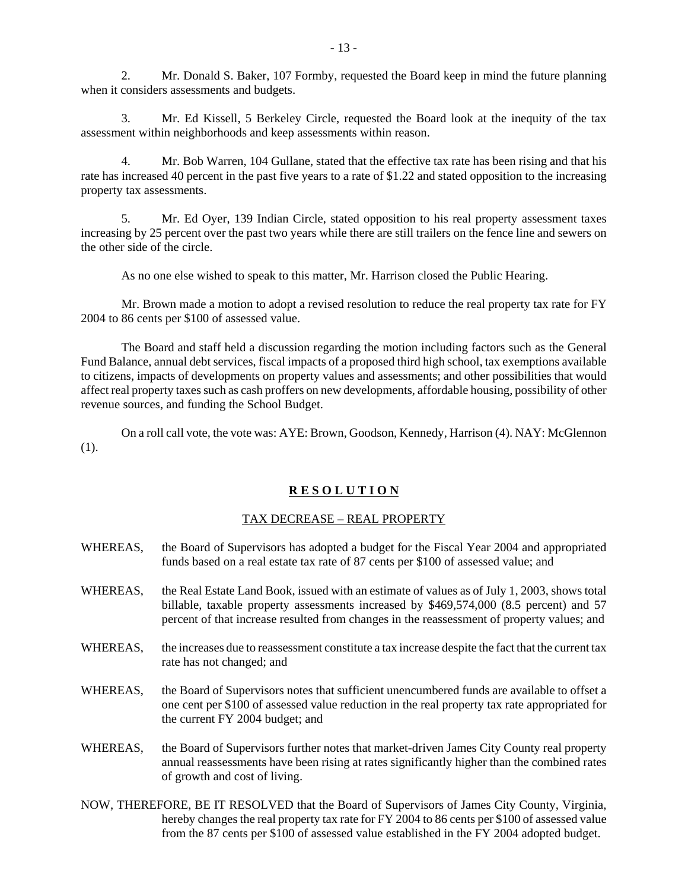2. Mr. Donald S. Baker, 107 Formby, requested the Board keep in mind the future planning when it considers assessments and budgets.

3. Mr. Ed Kissell, 5 Berkeley Circle, requested the Board look at the inequity of the tax assessment within neighborhoods and keep assessments within reason.

4. Mr. Bob Warren, 104 Gullane, stated that the effective tax rate has been rising and that his rate has increased 40 percent in the past five years to a rate of $1.22 and stated opposition to the increasing property tax assessments.

5. Mr. Ed Oyer, 139 Indian Circle, stated opposition to his real property assessment taxes increasing by 25 percent over the past two years while there are still trailers on the fence line and sewers on the other side of the circle.

As no one else wished to speak to this matter, Mr. Harrison closed the Public Hearing.

Mr. Brown made a motion to adopt a revised resolution to reduce the real property tax rate for FY 2004 to 86 cents per $100 of assessed value.

The Board and staff held a discussion regarding the motion including factors such as the General Fund Balance, annual debt services, fiscal impacts of a proposed third high school, tax exemptions available to citizens, impacts of developments on property values and assessments; and other possibilities that would affect real property taxes such as cash proffers on new developments, affordable housing, possibility of other revenue sources, and funding the School Budget.

On a roll call vote, the vote was: AYE: Brown, Goodson, Kennedy, Harrison (4). NAY: McGlennon (1).

## **R E S O L U T I O N**

### TAX DECREASE – REAL PROPERTY

WHEREAS, the Board of Supervisors has adopted a budget for the Fiscal Year 2004 and appropriated funds based on a real estate tax rate of 87 cents per $100 of assessed value; and

WHEREAS, the Real Estate Land Book, issued with an estimate of values as of July 1, 2003, shows total billable, taxable property assessments increased by $469,574,000 (8.5 percent) and 57 percent of that increase resulted from changes in the reassessment of property values; and

WHEREAS, the increases due to reassessment constitute a tax increase despite the fact that the current tax rate has not changed; and

WHEREAS, the Board of Supervisors notes that sufficient unencumbered funds are available to offset a one cent per $100 of assessed value reduction in the real property tax rate appropriated for the current FY 2004 budget; and

WHEREAS, the Board of Supervisors further notes that market-driven James City County real property annual reassessments have been rising at rates significantly higher than the combined rates of growth and cost of living.

NOW, THEREFORE, BE IT RESOLVED that the Board of Supervisors of James City County, Virginia, hereby changes the real property tax rate for FY 2004 to 86 cents per $100 of assessed value from the 87 cents per $100 of assessed value established in the FY 2004 adopted budget.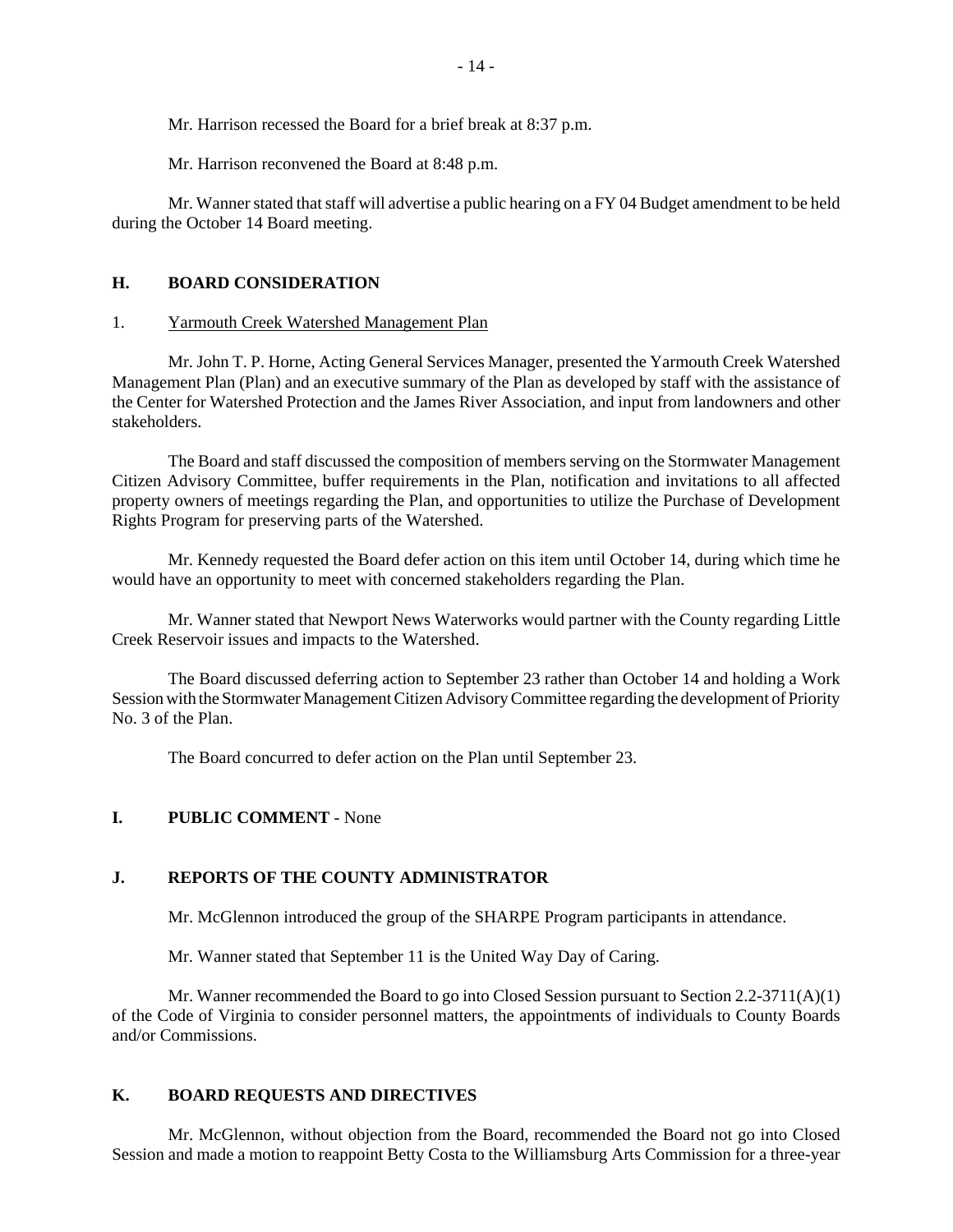Mr. Harrison recessed the Board for a brief break at 8:37 p.m.

Mr. Harrison reconvened the Board at 8:48 p.m.

Mr. Wanner stated that staff will advertise a public hearing on a FY 04 Budget amendment to be held during the October 14 Board meeting.

## H. BOARD CONSIDERATION

1. Yarmouth Creek Watershed Management Plan

Mr. John T. P. Horne, Acting General Services Manager, presented the Yarmouth Creek Watershed Management Plan (Plan) and an executive summary of the Plan as developed by staff with the assistance of the Center for Watershed Protection and the James River Association, and input from landowners and other stakeholders.

The Board and staff discussed the composition of members serving on the Stormwater Management Citizen Advisory Committee, buffer requirements in the Plan, notification and invitations to all affected property owners of meetings regarding the Plan, and opportunities to utilize the Purchase of Development Rights Program for preserving parts of the Watershed.

Mr. Kennedy requested the Board defer action on this item until October 14, during which time he would have an opportunity to meet with concerned stakeholders regarding the Plan.

Mr. Wanner stated that Newport News Waterworks would partner with the County regarding Little Creek Reservoir issues and impacts to the Watershed.

The Board discussed deferring action to September 23 rather than October 14 and holding a Work Session with the Stormwater Management Citizen Advisory Committee regarding the development of Priority No. 3 of the Plan.

The Board concurred to defer action on the Plan until September 23.

## I. PUBLIC COMMENT - None

## J. REPORTS OF THE COUNTY ADMINISTRATOR

Mr. McGlennon introduced the group of the SHARPE Program participants in attendance.

Mr. Wanner stated that September 11 is the United Way Day of Caring.

Mr. Wanner recommended the Board to go into Closed Session pursuant to Section 2.2-3711(A)(1) of the Code of Virginia to consider personnel matters, the appointments of individuals to County Boards and/or Commissions.

## K. BOARD REQUESTS AND DIRECTIVES

Mr. McGlennon, without objection from the Board, recommended the Board not go into Closed Session and made a motion to reappoint Betty Costa to the Williamsburg Arts Commission for a three-year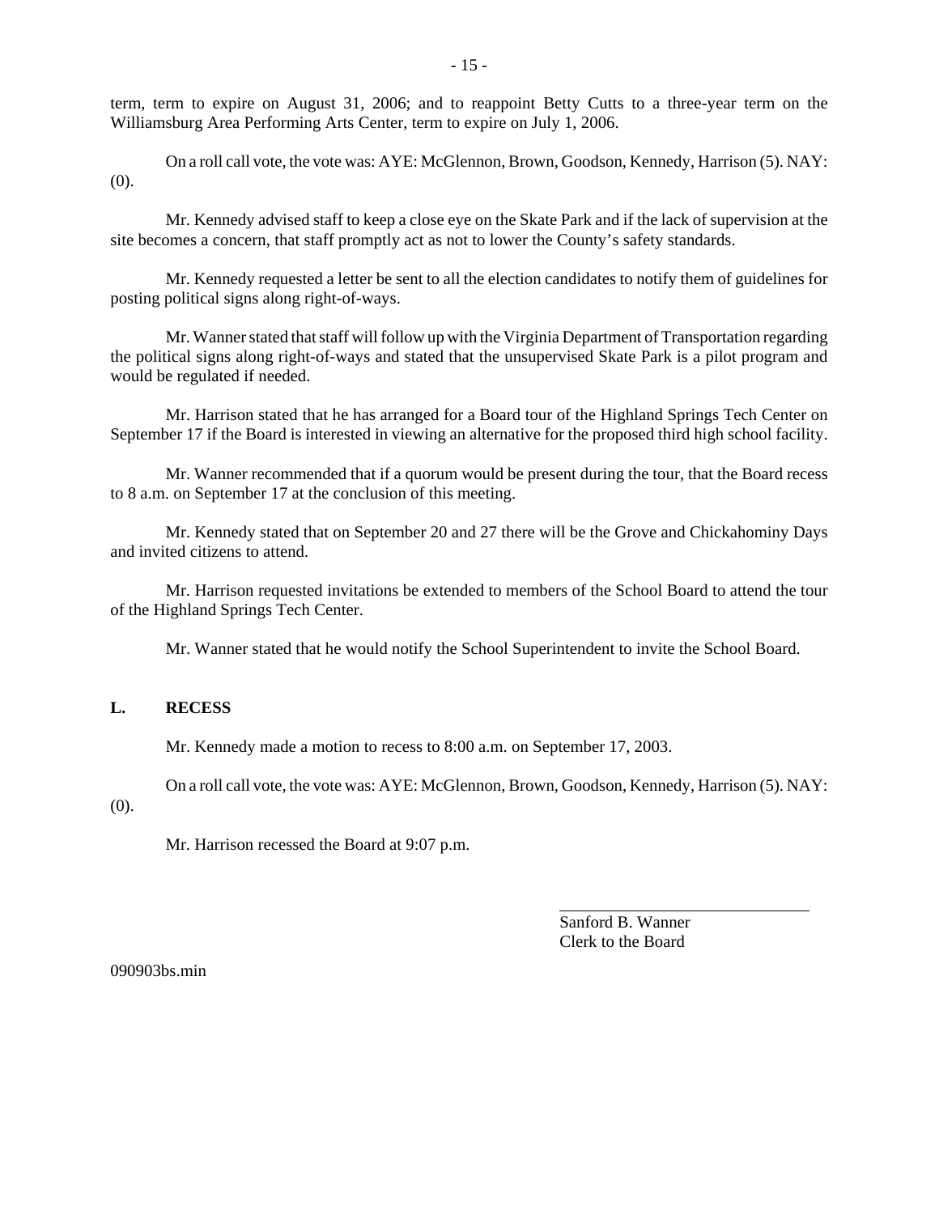term, term to expire on August 31, 2006; and to reappoint Betty Cutts to a three-year term on the Williamsburg Area Performing Arts Center, term to expire on July 1, 2006.

On a roll call vote, the vote was: AYE: McGlennon, Brown, Goodson, Kennedy, Harrison (5). NAY: (0).

Mr. Kennedy advised staff to keep a close eye on the Skate Park and if the lack of supervision at the site becomes a concern, that staff promptly act as not to lower the County's safety standards.

Mr. Kennedy requested a letter be sent to all the election candidates to notify them of guidelines for posting political signs along right-of-ways.

Mr. Wanner stated that staff will follow up with the Virginia Department of Transportation regarding the political signs along right-of-ways and stated that the unsupervised Skate Park is a pilot program and would be regulated if needed.

Mr. Harrison stated that he has arranged for a Board tour of the Highland Springs Tech Center on September 17 if the Board is interested in viewing an alternative for the proposed third high school facility.

Mr. Wanner recommended that if a quorum would be present during the tour, that the Board recess to 8 a.m. on September 17 at the conclusion of this meeting.

Mr. Kennedy stated that on September 20 and 27 there will be the Grove and Chickahominy Days and invited citizens to attend.

Mr. Harrison requested invitations be extended to members of the School Board to attend the tour of the Highland Springs Tech Center.

Mr. Wanner stated that he would notify the School Superintendent to invite the School Board.

## L. RECESS

Mr. Kennedy made a motion to recess to 8:00 a.m. on September 17, 2003.

On a roll call vote, the vote was: AYE: McGlennon, Brown, Goodson, Kennedy, Harrison (5). NAY: (0).

Mr. Harrison recessed the Board at 9:07 p.m.

Sanford B. Wanner
Clerk to the Board

090903bs.min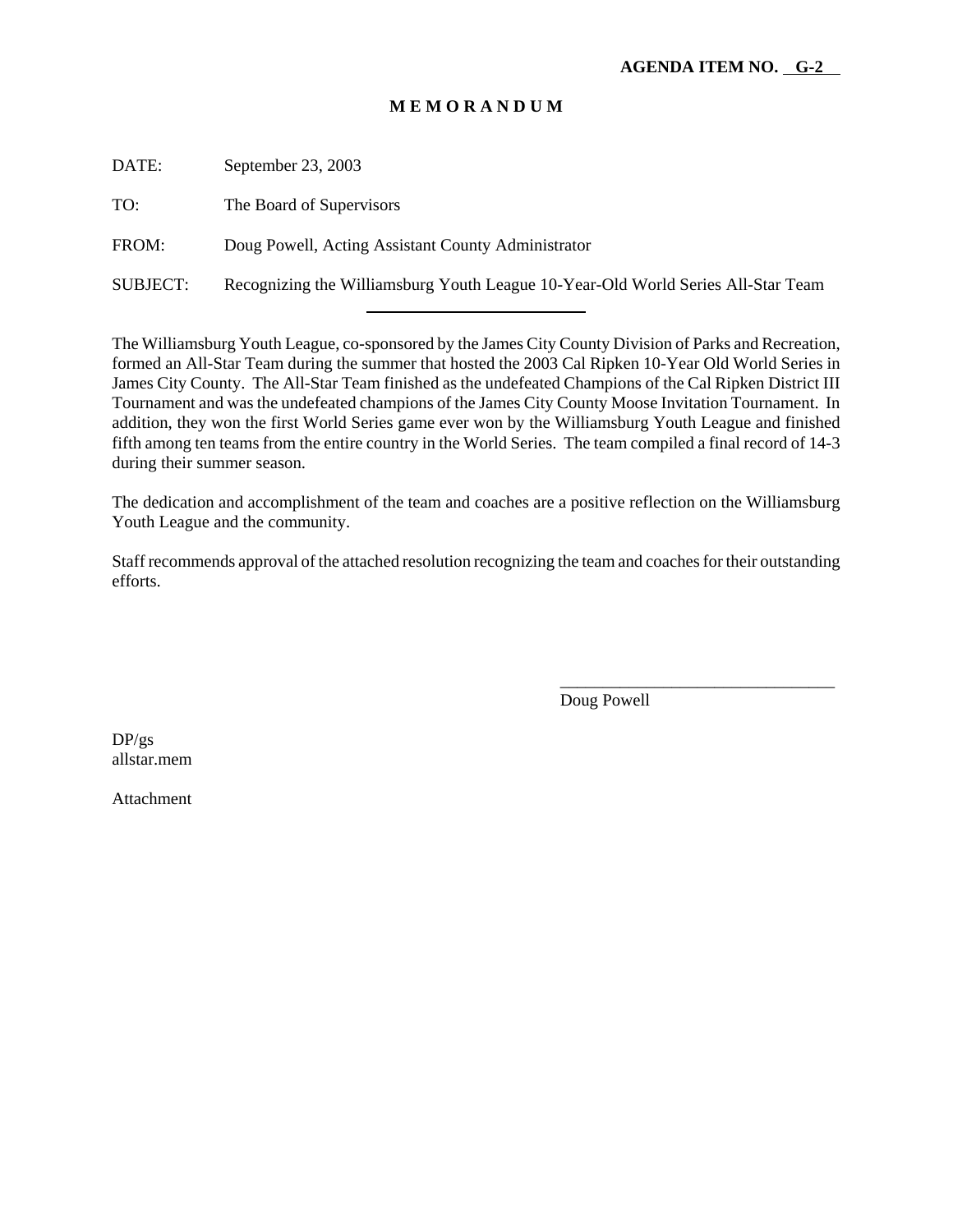**AGENDA ITEM NO. G-2**

# M E M O R A N D U M

DATE: September 23, 2003

TO: The Board of Supervisors

FROM: Doug Powell, Acting Assistant County Administrator

SUBJECT: Recognizing the Williamsburg Youth League 10-Year-Old World Series All-Star Team

---

The Williamsburg Youth League, co-sponsored by the James City County Division of Parks and Recreation, formed an All-Star Team during the summer that hosted the 2003 Cal Ripken 10-Year Old World Series in James City County. The All-Star Team finished as the undefeated Champions of the Cal Ripken District III Tournament and was the undefeated champions of the James City County Moose Invitation Tournament. In addition, they won the first World Series game ever won by the Williamsburg Youth League and finished fifth among ten teams from the entire country in the World Series. The team compiled a final record of 14-3 during their summer season.

The dedication and accomplishment of the team and coaches are a positive reflection on the Williamsburg Youth League and the community.

Staff recommends approval of the attached resolution recognizing the team and coaches for their outstanding efforts.

\_\_\_\_\_\_\_\_\_\_\_\_\_\_\_\_\_\_\_\_\_\_\_\_\_\_\_\_\_\_\_\_
Doug Powell

DP/gs
allstar.mem

Attachment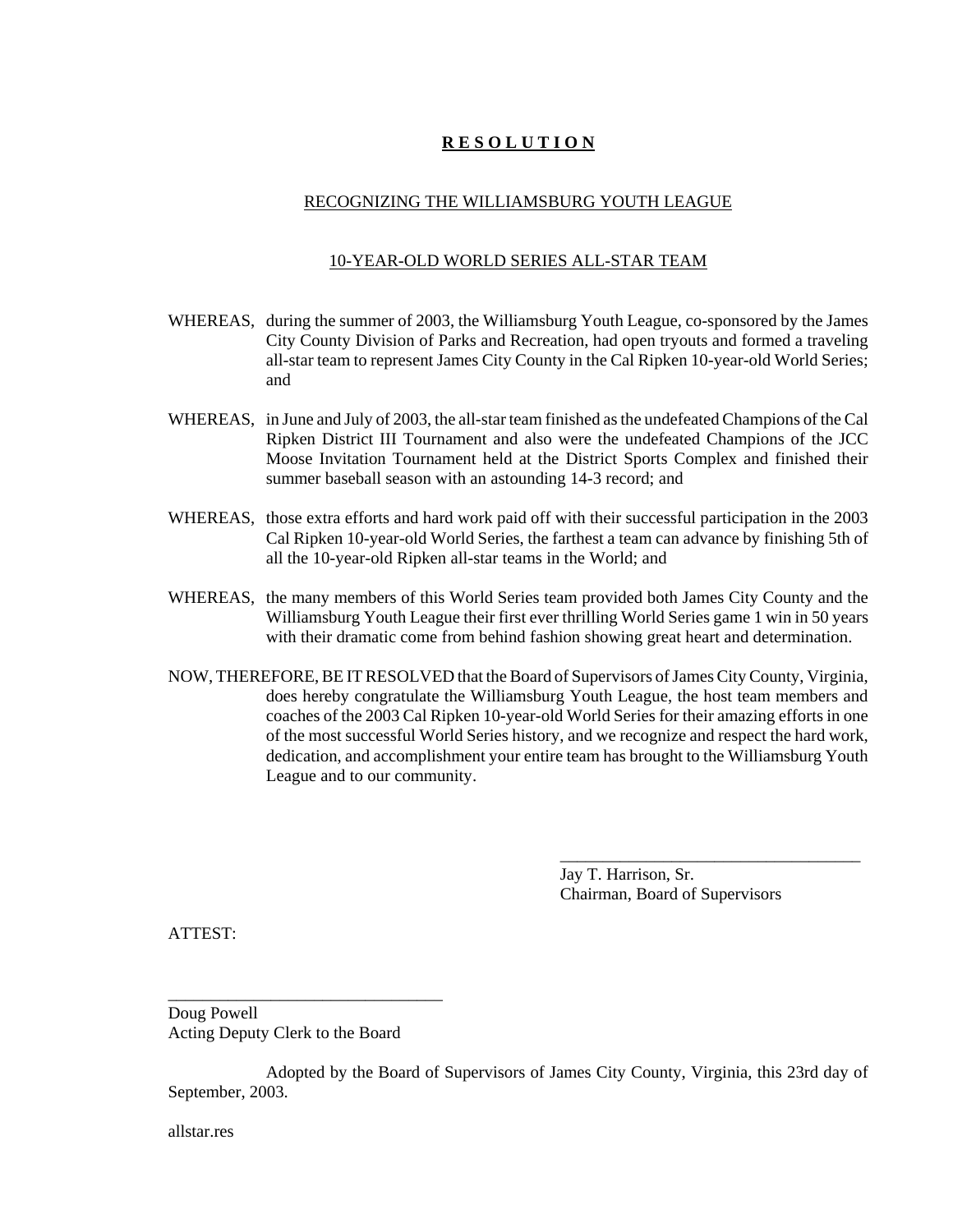# R E S O L U T I O N

## RECOGNIZING THE WILLIAMSBURG YOUTH LEAGUE

## 10-YEAR-OLD WORLD SERIES ALL-STAR TEAM

WHEREAS, during the summer of 2003, the Williamsburg Youth League, co-sponsored by the James City County Division of Parks and Recreation, had open tryouts and formed a traveling all-star team to represent James City County in the Cal Ripken 10-year-old World Series; and

WHEREAS, in June and July of 2003, the all-star team finished as the undefeated Champions of the Cal Ripken District III Tournament and also were the undefeated Champions of the JCC Moose Invitation Tournament held at the District Sports Complex and finished their summer baseball season with an astounding 14-3 record; and

WHEREAS, those extra efforts and hard work paid off with their successful participation in the 2003 Cal Ripken 10-year-old World Series, the farthest a team can advance by finishing 5th of all the 10-year-old Ripken all-star teams in the World; and

WHEREAS, the many members of this World Series team provided both James City County and the Williamsburg Youth League their first ever thrilling World Series game 1 win in 50 years with their dramatic come from behind fashion showing great heart and determination.

NOW, THEREFORE, BE IT RESOLVED that the Board of Supervisors of James City County, Virginia, does hereby congratulate the Williamsburg Youth League, the host team members and coaches of the 2003 Cal Ripken 10-year-old World Series for their amazing efforts in one of the most successful World Series history, and we recognize and respect the hard work, dedication, and accomplishment your entire team has brought to the Williamsburg Youth League and to our community.

\_\_\_\_\_\_\_\_\_\_\_\_\_\_\_\_\_\_\_\_\_\_\_\_\_\_\_\_\_\_\_\_\_\_\_\_
Jay T. Harrison, Sr.
Chairman, Board of Supervisors

ATTEST:

\_\_\_\_\_\_\_\_\_\_\_\_\_\_\_\_\_\_\_\_\_\_\_\_\_\_\_\_\_\_\_\_
Doug Powell
Acting Deputy Clerk to the Board

Adopted by the Board of Supervisors of James City County, Virginia, this 23rd day of September, 2003.

allstar.res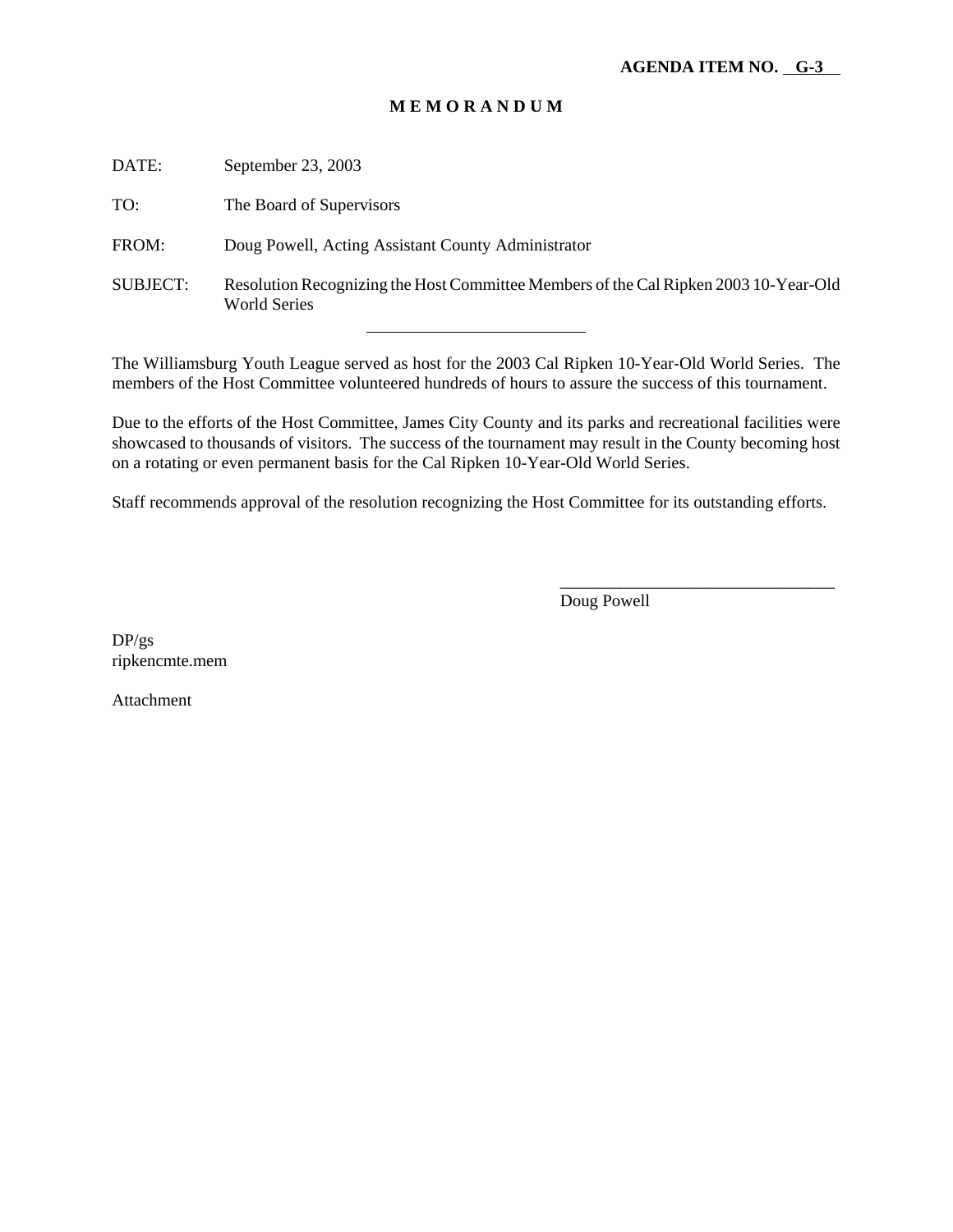**AGENDA ITEM NO. G-3**

**M E M O R A N D U M**

DATE: September 23, 2003

TO: The Board of Supervisors

FROM: Doug Powell, Acting Assistant County Administrator

SUBJECT: Resolution Recognizing the Host Committee Members of the Cal Ripken 2003 10-Year-Old World Series

---

The Williamsburg Youth League served as host for the 2003 Cal Ripken 10-Year-Old World Series. The members of the Host Committee volunteered hundreds of hours to assure the success of this tournament.

Due to the efforts of the Host Committee, James City County and its parks and recreational facilities were showcased to thousands of visitors. The success of the tournament may result in the County becoming host on a rotating or even permanent basis for the Cal Ripken 10-Year-Old World Series.

Staff recommends approval of the resolution recognizing the Host Committee for its outstanding efforts.

\_\_\_\_\_\_\_\_\_\_\_\_\_\_\_\_\_\_\_\_\_\_\_\_\_\_\_\_\_\_\_\_
Doug Powell

DP/gs
ripkencmte.mem

Attachment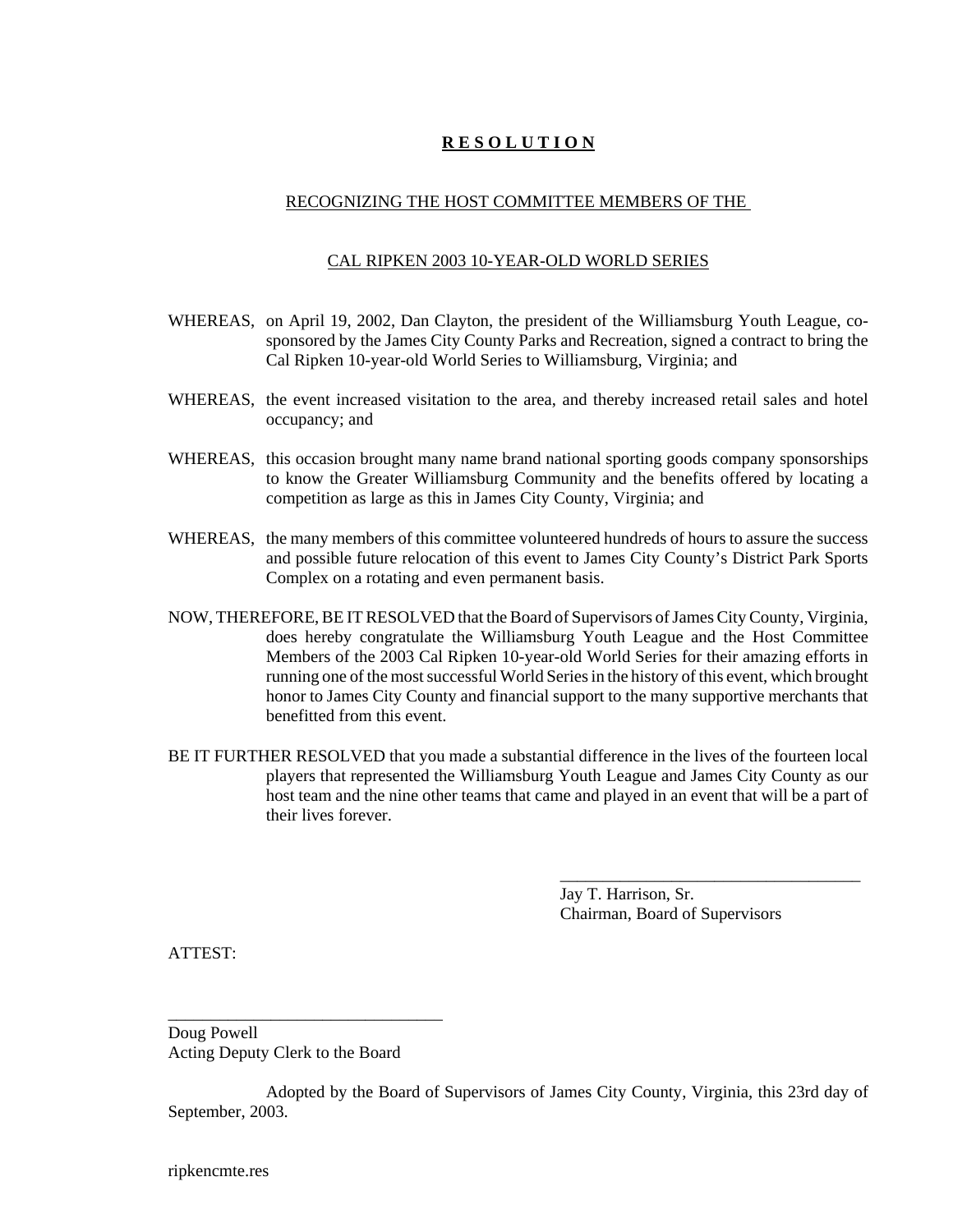**R E S O L U T I O N**

RECOGNIZING THE HOST COMMITTEE MEMBERS OF THE

CAL RIPKEN 2003 10-YEAR-OLD WORLD SERIES

WHEREAS, on April 19, 2002, Dan Clayton, the president of the Williamsburg Youth League, co-sponsored by the James City County Parks and Recreation, signed a contract to bring the Cal Ripken 10-year-old World Series to Williamsburg, Virginia; and

WHEREAS, the event increased visitation to the area, and thereby increased retail sales and hotel occupancy; and

WHEREAS, this occasion brought many name brand national sporting goods company sponsorships to know the Greater Williamsburg Community and the benefits offered by locating a competition as large as this in James City County, Virginia; and

WHEREAS, the many members of this committee volunteered hundreds of hours to assure the success and possible future relocation of this event to James City County's District Park Sports Complex on a rotating and even permanent basis.

NOW, THEREFORE, BE IT RESOLVED that the Board of Supervisors of James City County, Virginia, does hereby congratulate the Williamsburg Youth League and the Host Committee Members of the 2003 Cal Ripken 10-year-old World Series for their amazing efforts in running one of the most successful World Series in the history of this event, which brought honor to James City County and financial support to the many supportive merchants that benefitted from this event.

BE IT FURTHER RESOLVED that you made a substantial difference in the lives of the fourteen local players that represented the Williamsburg Youth League and James City County as our host team and the nine other teams that came and played in an event that will be a part of their lives forever.

\_\_\_\_\_\_\_\_\_\_\_\_\_\_\_\_\_\_\_\_\_\_\_\_\_\_\_\_\_\_\_\_\_\_\_\_

Jay T. Harrison, Sr.
Chairman, Board of Supervisors

ATTEST:

\_\_\_\_\_\_\_\_\_\_\_\_\_\_\_\_\_\_\_\_\_\_\_\_\_\_\_\_\_\_\_\_\_\_

Doug Powell
Acting Deputy Clerk to the Board

Adopted by the Board of Supervisors of James City County, Virginia, this 23rd day of September, 2003.

ripkencmte.res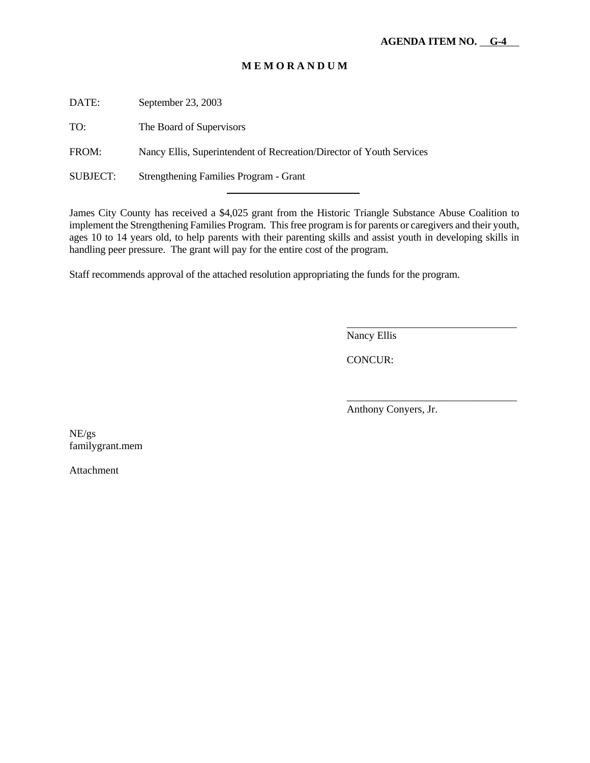**AGENDA ITEM NO. G-4**

**M E M O R A N D U M**

DATE: September 23, 2003

TO: The Board of Supervisors

FROM: Nancy Ellis, Superintendent of Recreation/Director of Youth Services

SUBJECT: Strengthening Families Program - Grant

---

James City County has received a $4,025 grant from the Historic Triangle Substance Abuse Coalition to implement the Strengthening Families Program. This free program is for parents or caregivers and their youth, ages 10 to 14 years old, to help parents with their parenting skills and assist youth in developing skills in handling peer pressure. The grant will pay for the entire cost of the program.

Staff recommends approval of the attached resolution appropriating the funds for the program.

\_\_\_\_\_\_\_\_\_\_\_\_\_\_\_\_\_\_\_\_\_\_\_\_\_\_\_\_\_\_\_\_

Nancy Ellis

CONCUR:

\_\_\_\_\_\_\_\_\_\_\_\_\_\_\_\_\_\_\_\_\_\_\_\_\_\_\_\_\_\_\_\_

Anthony Conyers, Jr.

NE/gs
familygrant.mem

Attachment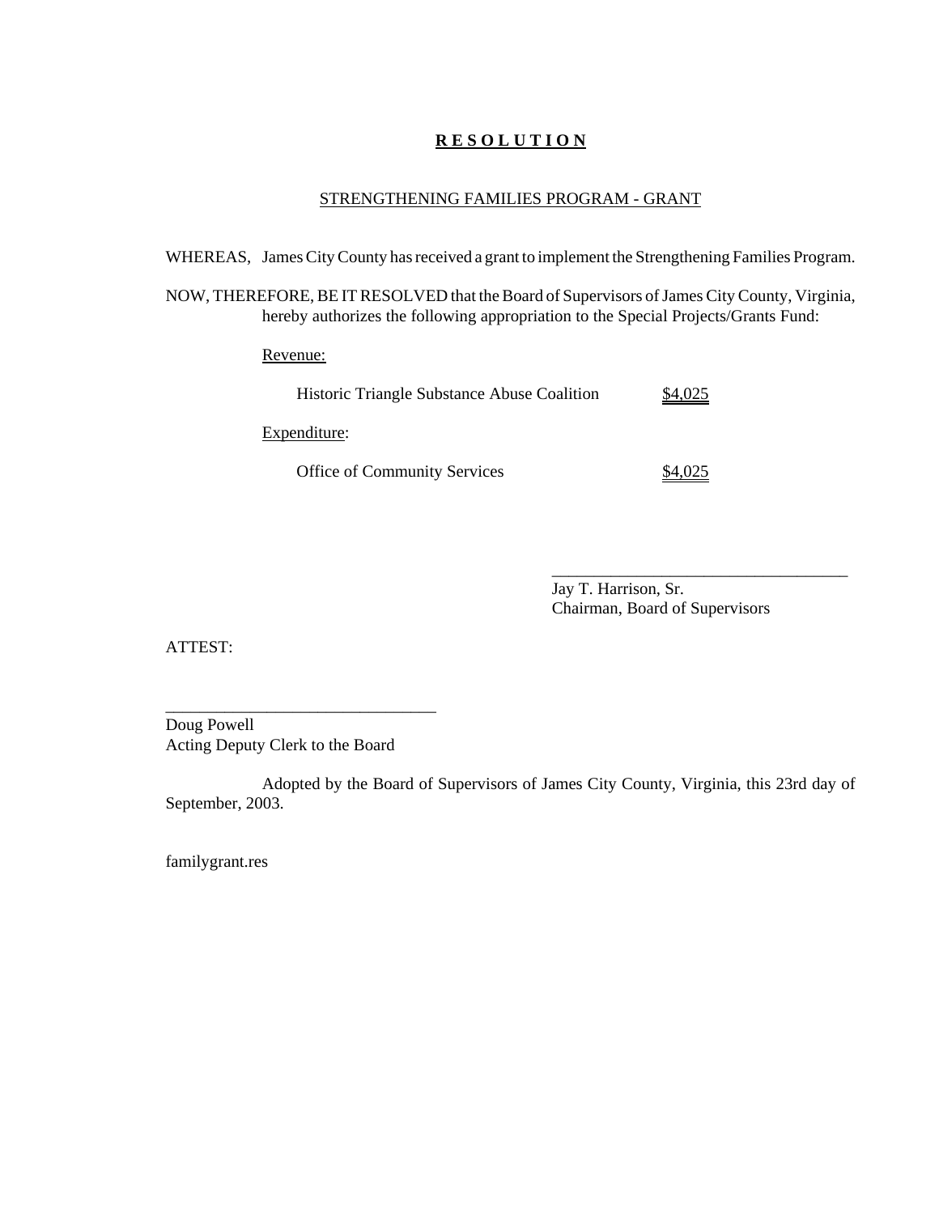# R E S O L U T I O N

## STRENGTHENING FAMILIES PROGRAM - GRANT

WHEREAS, James City County has received a grant to implement the Strengthening Families Program.

NOW, THEREFORE, BE IT RESOLVED that the Board of Supervisors of James City County, Virginia, hereby authorizes the following appropriation to the Special Projects/Grants Fund:

Revenue:

| | |
|---|---|
| Historic Triangle Substance Abuse Coalition | $4,025 |

Expenditure:

| | |
|---|---|
| Office of Community Services | $4,025 |

____________________________________
Jay T. Harrison, Sr.
Chairman, Board of Supervisors

ATTEST:

________________________________
Doug Powell
Acting Deputy Clerk to the Board

Adopted by the Board of Supervisors of James City County, Virginia, this 23rd day of September, 2003.

familygrant.res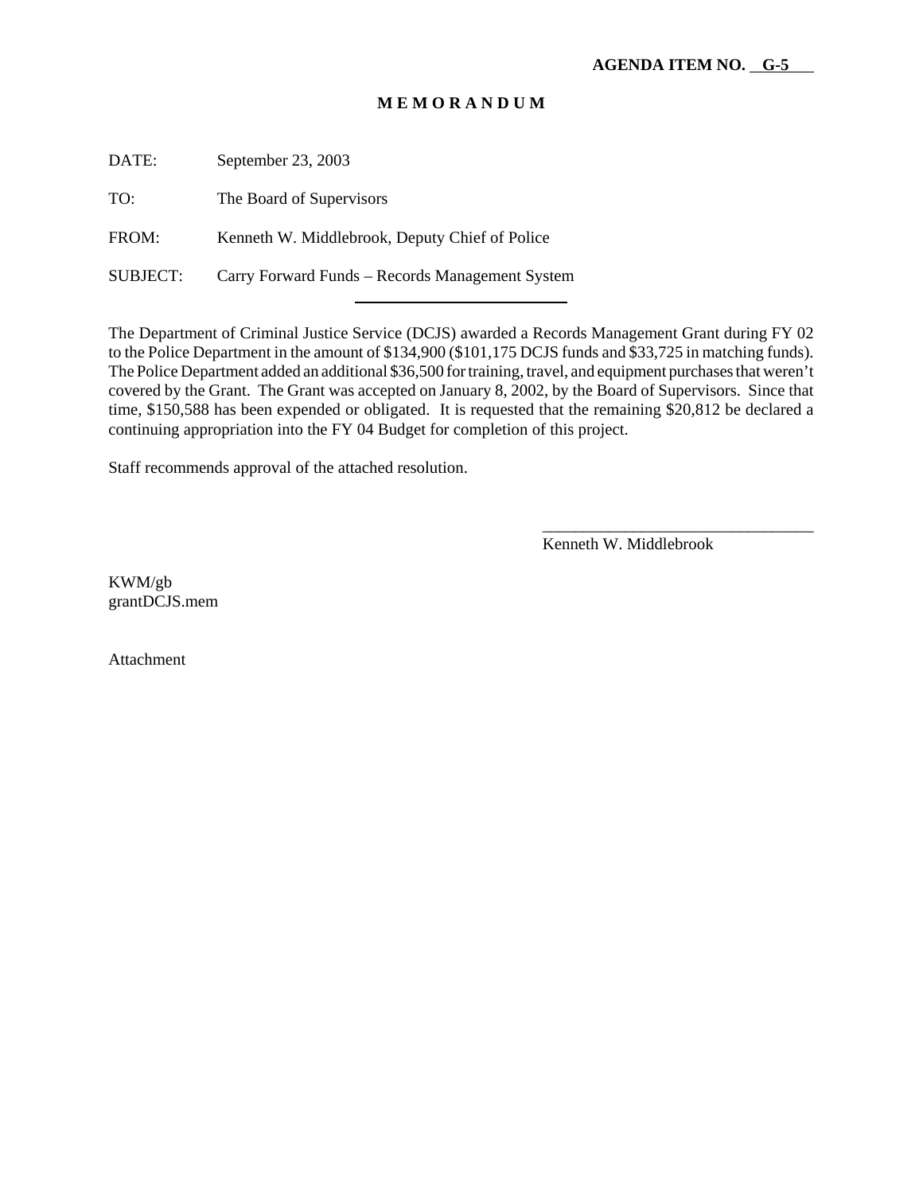**AGENDA ITEM NO. G-5**

**M E M O R A N D U M**

DATE: September 23, 2003

TO: The Board of Supervisors

FROM: Kenneth W. Middlebrook, Deputy Chief of Police

SUBJECT: Carry Forward Funds – Records Management System

The Department of Criminal Justice Service (DCJS) awarded a Records Management Grant during FY 02 to the Police Department in the amount of $134,900 ($101,175 DCJS funds and $33,725 in matching funds). The Police Department added an additional $36,500 for training, travel, and equipment purchases that weren't covered by the Grant. The Grant was accepted on January 8, 2002, by the Board of Supervisors. Since that time, $150,588 has been expended or obligated. It is requested that the remaining $20,812 be declared a continuing appropriation into the FY 04 Budget for completion of this project.

Staff recommends approval of the attached resolution.

Kenneth W. Middlebrook

KWM/gb
grantDCJS.mem

Attachment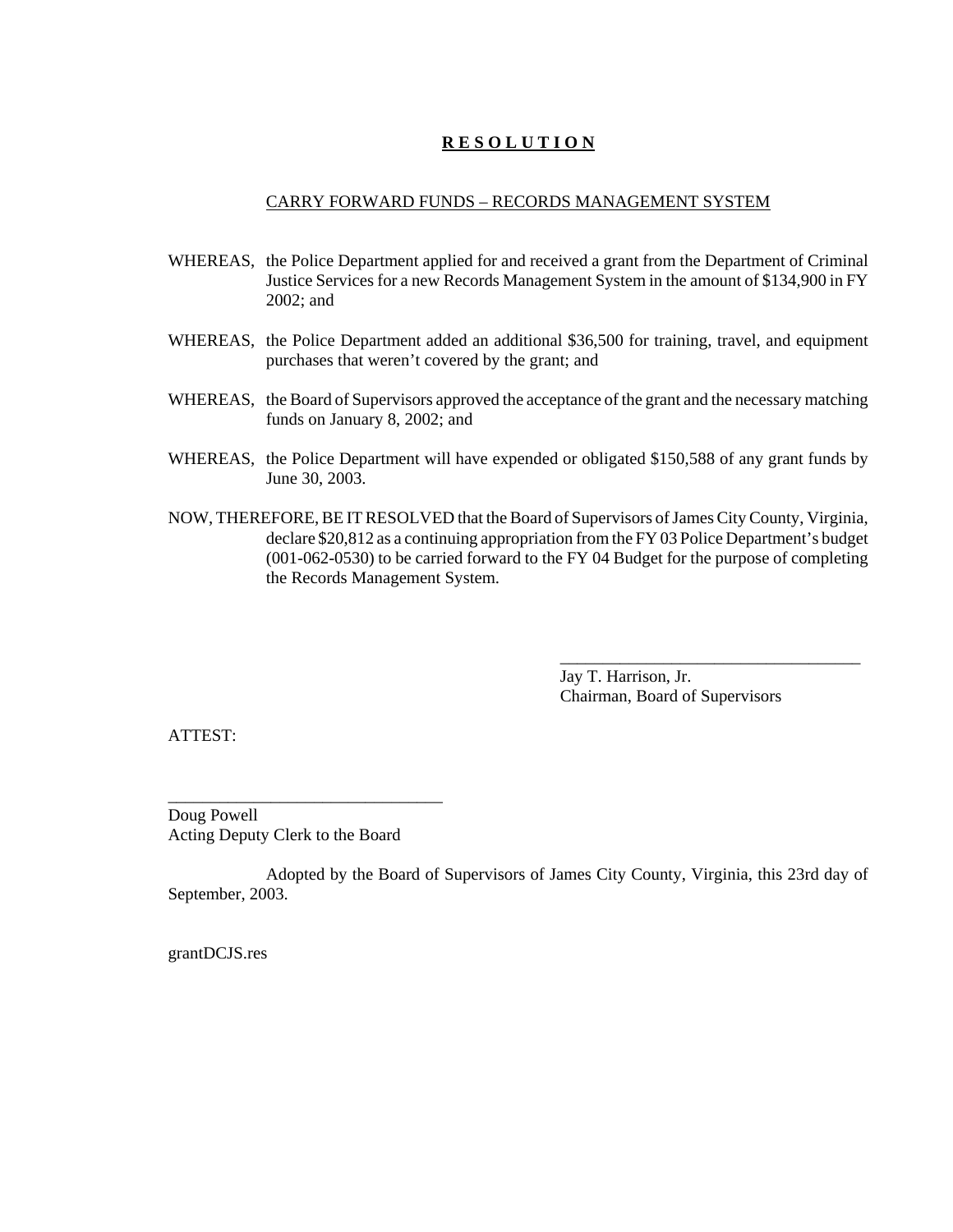# **R E S O L U T I O N**

CARRY FORWARD FUNDS – RECORDS MANAGEMENT SYSTEM

WHEREAS, the Police Department applied for and received a grant from the Department of Criminal Justice Services for a new Records Management System in the amount of $134,900 in FY 2002; and

WHEREAS, the Police Department added an additional $36,500 for training, travel, and equipment purchases that weren't covered by the grant; and

WHEREAS, the Board of Supervisors approved the acceptance of the grant and the necessary matching funds on January 8, 2002; and

WHEREAS, the Police Department will have expended or obligated $150,588 of any grant funds by June 30, 2003.

NOW, THEREFORE, BE IT RESOLVED that the Board of Supervisors of James City County, Virginia, declare $20,812 as a continuing appropriation from the FY 03 Police Department's budget (001-062-0530) to be carried forward to the FY 04 Budget for the purpose of completing the Records Management System.

____________________________________
Jay T. Harrison, Jr.
Chairman, Board of Supervisors

ATTEST:

________________________________
Doug Powell
Acting Deputy Clerk to the Board

Adopted by the Board of Supervisors of James City County, Virginia, this 23rd day of September, 2003.

grantDCJS.res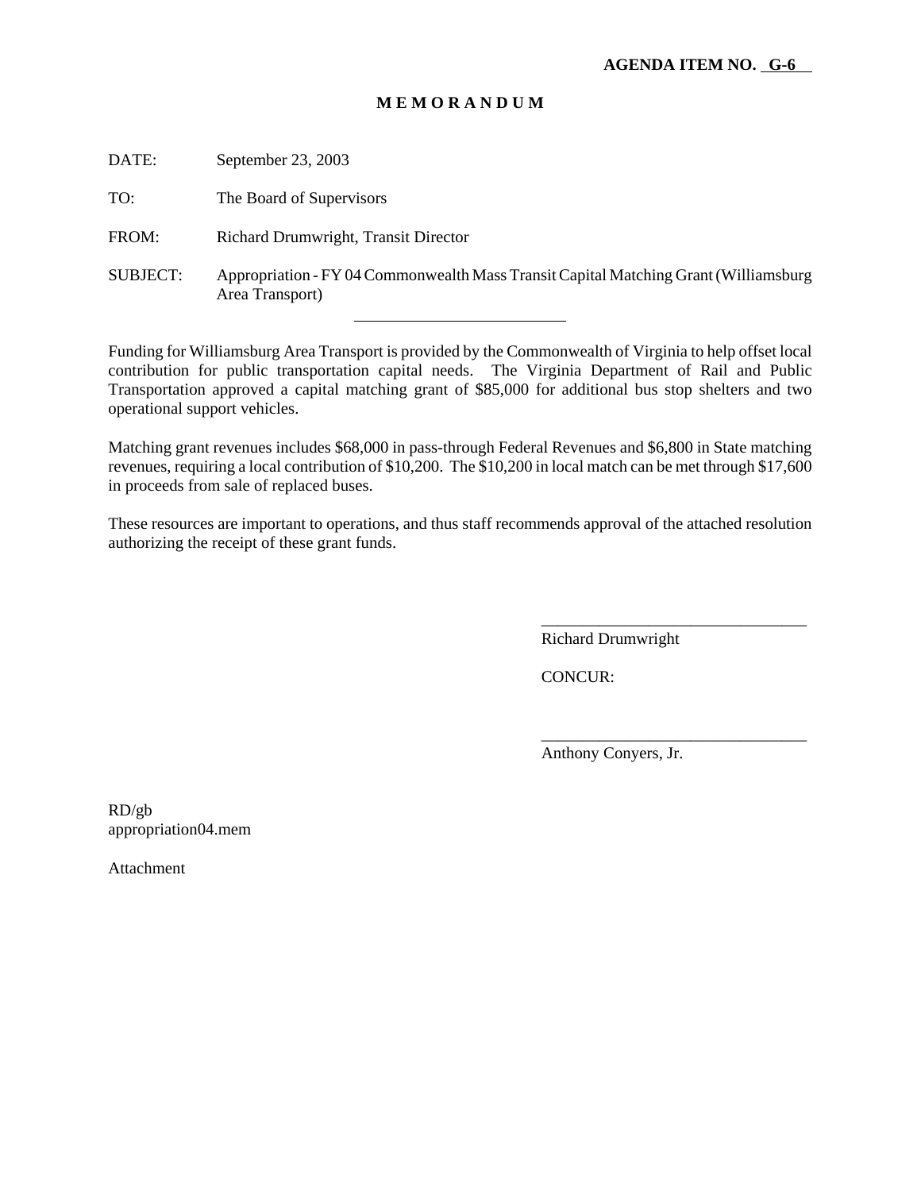**AGENDA ITEM NO. G-6**

**M E M O R A N D U M**

DATE: September 23, 2003

TO: The Board of Supervisors

FROM: Richard Drumwright, Transit Director

SUBJECT: Appropriation - FY 04 Commonwealth Mass Transit Capital Matching Grant (Williamsburg Area Transport)

---

Funding for Williamsburg Area Transport is provided by the Commonwealth of Virginia to help offset local contribution for public transportation capital needs. The Virginia Department of Rail and Public Transportation approved a capital matching grant of $85,000 for additional bus stop shelters and two operational support vehicles.

Matching grant revenues includes $68,000 in pass-through Federal Revenues and $6,800 in State matching revenues, requiring a local contribution of $10,200. The $10,200 in local match can be met through $17,600 in proceeds from sale of replaced buses.

These resources are important to operations, and thus staff recommends approval of the attached resolution authorizing the receipt of these grant funds.

Richard Drumwright

CONCUR:

Anthony Conyers, Jr.

RD/gb
appropriation04.mem

Attachment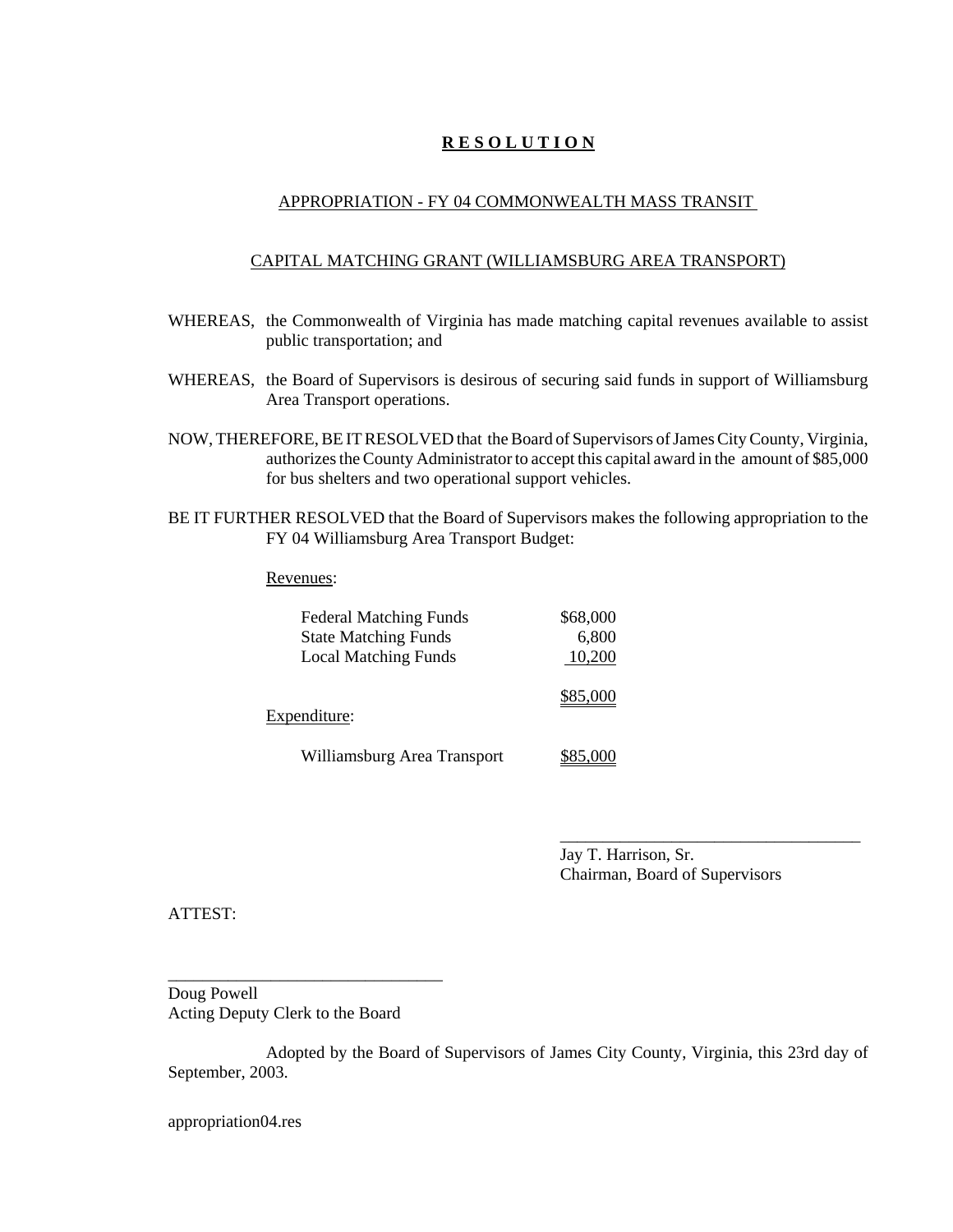# **R E S O L U T I O N**

APPROPRIATION - FY 04 COMMONWEALTH MASS TRANSIT

CAPITAL MATCHING GRANT (WILLIAMSBURG AREA TRANSPORT)

WHEREAS, the Commonwealth of Virginia has made matching capital revenues available to assist public transportation; and

WHEREAS, the Board of Supervisors is desirous of securing said funds in support of Williamsburg Area Transport operations.

NOW, THEREFORE, BE IT RESOLVED that the Board of Supervisors of James City County, Virginia, authorizes the County Administrator to accept this capital award in the amount of $85,000 for bus shelters and two operational support vehicles.

BE IT FURTHER RESOLVED that the Board of Supervisors makes the following appropriation to the FY 04 Williamsburg Area Transport Budget:

Revenues:

| | |
|---|---|
| Federal Matching Funds | $68,000 |
| State Matching Funds | 6,800 |
| Local Matching Funds | 10,200 |
| | $85,000 |

Expenditure:

| | |
|---|---|
| Williamsburg Area Transport | $85,000 |

\_\_\_\_\_\_\_\_\_\_\_\_\_\_\_\_\_\_\_\_\_\_\_\_\_\_\_\_\_\_\_\_\_\_\_\_

Jay T. Harrison, Sr.
Chairman, Board of Supervisors

ATTEST:

\_\_\_\_\_\_\_\_\_\_\_\_\_\_\_\_\_\_\_\_\_\_\_\_\_\_\_\_\_\_\_\_

Doug Powell
Acting Deputy Clerk to the Board

Adopted by the Board of Supervisors of James City County, Virginia, this 23rd day of September, 2003.

appropriation04.res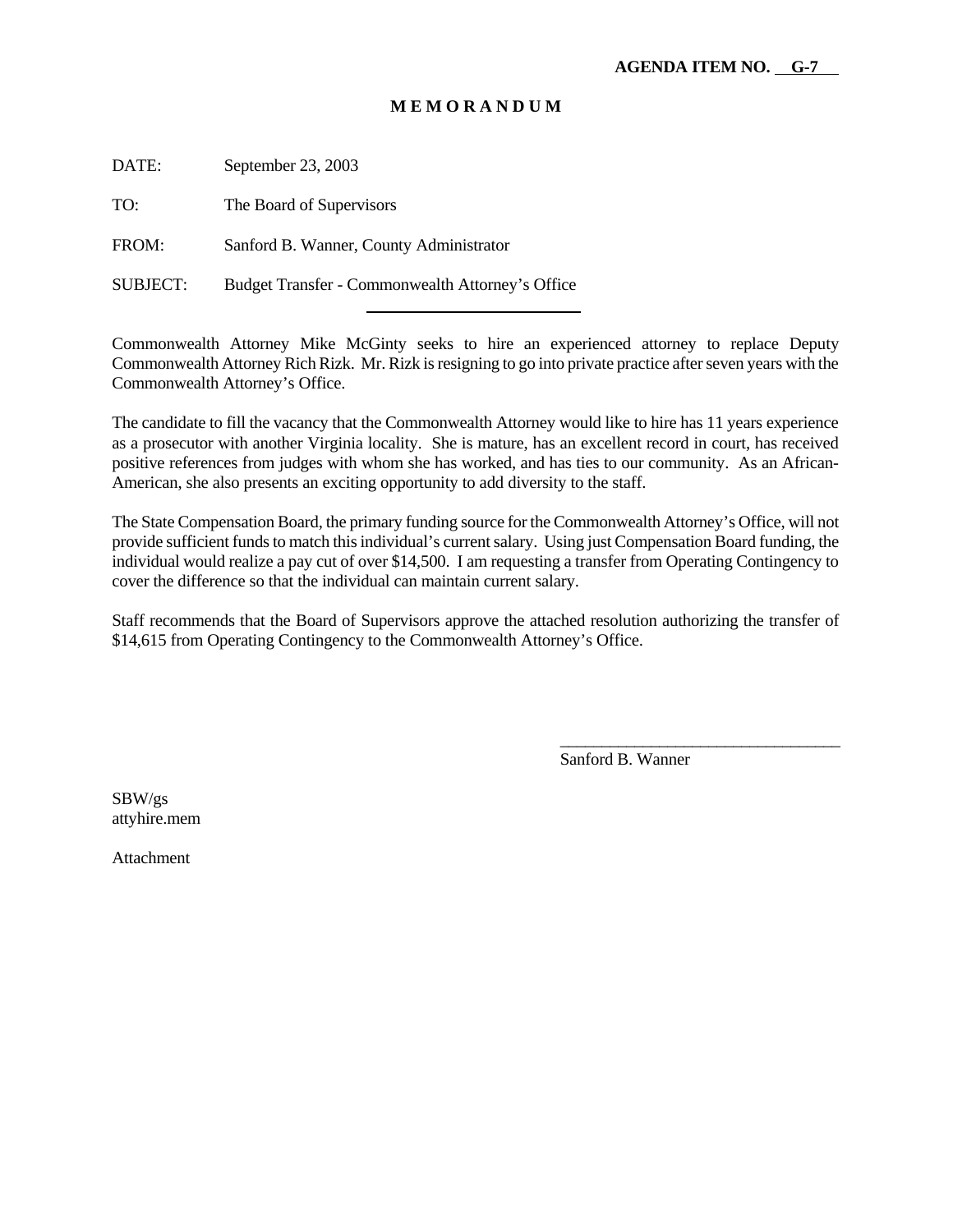**AGENDA ITEM NO. G-7**

**M E M O R A N D U M**

DATE: September 23, 2003

TO: The Board of Supervisors

FROM: Sanford B. Wanner, County Administrator

SUBJECT: Budget Transfer - Commonwealth Attorney's Office

---

Commonwealth Attorney Mike McGinty seeks to hire an experienced attorney to replace Deputy Commonwealth Attorney Rich Rizk. Mr. Rizk is resigning to go into private practice after seven years with the Commonwealth Attorney's Office.

The candidate to fill the vacancy that the Commonwealth Attorney would like to hire has 11 years experience as a prosecutor with another Virginia locality. She is mature, has an excellent record in court, has received positive references from judges with whom she has worked, and has ties to our community. As an African-American, she also presents an exciting opportunity to add diversity to the staff.

The State Compensation Board, the primary funding source for the Commonwealth Attorney's Office, will not provide sufficient funds to match this individual's current salary. Using just Compensation Board funding, the individual would realize a pay cut of over $14,500. I am requesting a transfer from Operating Contingency to cover the difference so that the individual can maintain current salary.

Staff recommends that the Board of Supervisors approve the attached resolution authorizing the transfer of $14,615 from Operating Contingency to the Commonwealth Attorney's Office.

_________________________________

Sanford B. Wanner

SBW/gs
attyhire.mem

Attachment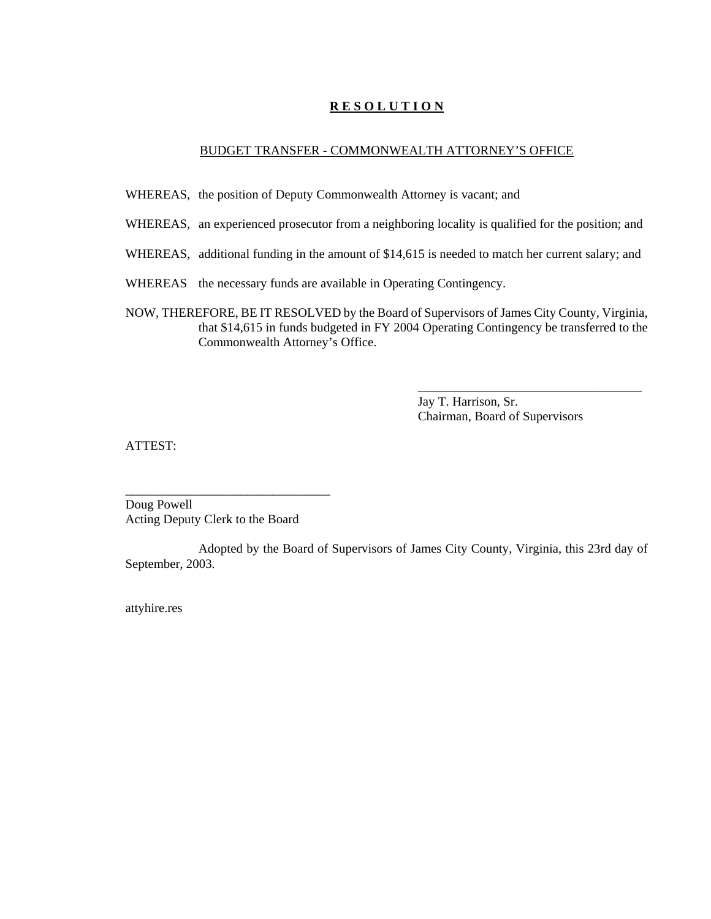**R E S O L U T I O N**

BUDGET TRANSFER - COMMONWEALTH ATTORNEY'S OFFICE

WHEREAS, the position of Deputy Commonwealth Attorney is vacant; and

WHEREAS, an experienced prosecutor from a neighboring locality is qualified for the position; and

WHEREAS, additional funding in the amount of $14,615 is needed to match her current salary; and

WHEREAS the necessary funds are available in Operating Contingency.

NOW, THEREFORE, BE IT RESOLVED by the Board of Supervisors of James City County, Virginia, that $14,615 in funds budgeted in FY 2004 Operating Contingency be transferred to the Commonwealth Attorney's Office.

\_\_\_\_\_\_\_\_\_\_\_\_\_\_\_\_\_\_\_\_\_\_\_\_\_\_\_\_\_\_\_\_\_\_\_\_

Jay T. Harrison, Sr.
Chairman, Board of Supervisors

ATTEST:

\_\_\_\_\_\_\_\_\_\_\_\_\_\_\_\_\_\_\_\_\_\_\_\_\_\_\_\_\_\_\_\_\_

Doug Powell
Acting Deputy Clerk to the Board

Adopted by the Board of Supervisors of James City County, Virginia, this 23rd day of September, 2003.

attyhire.res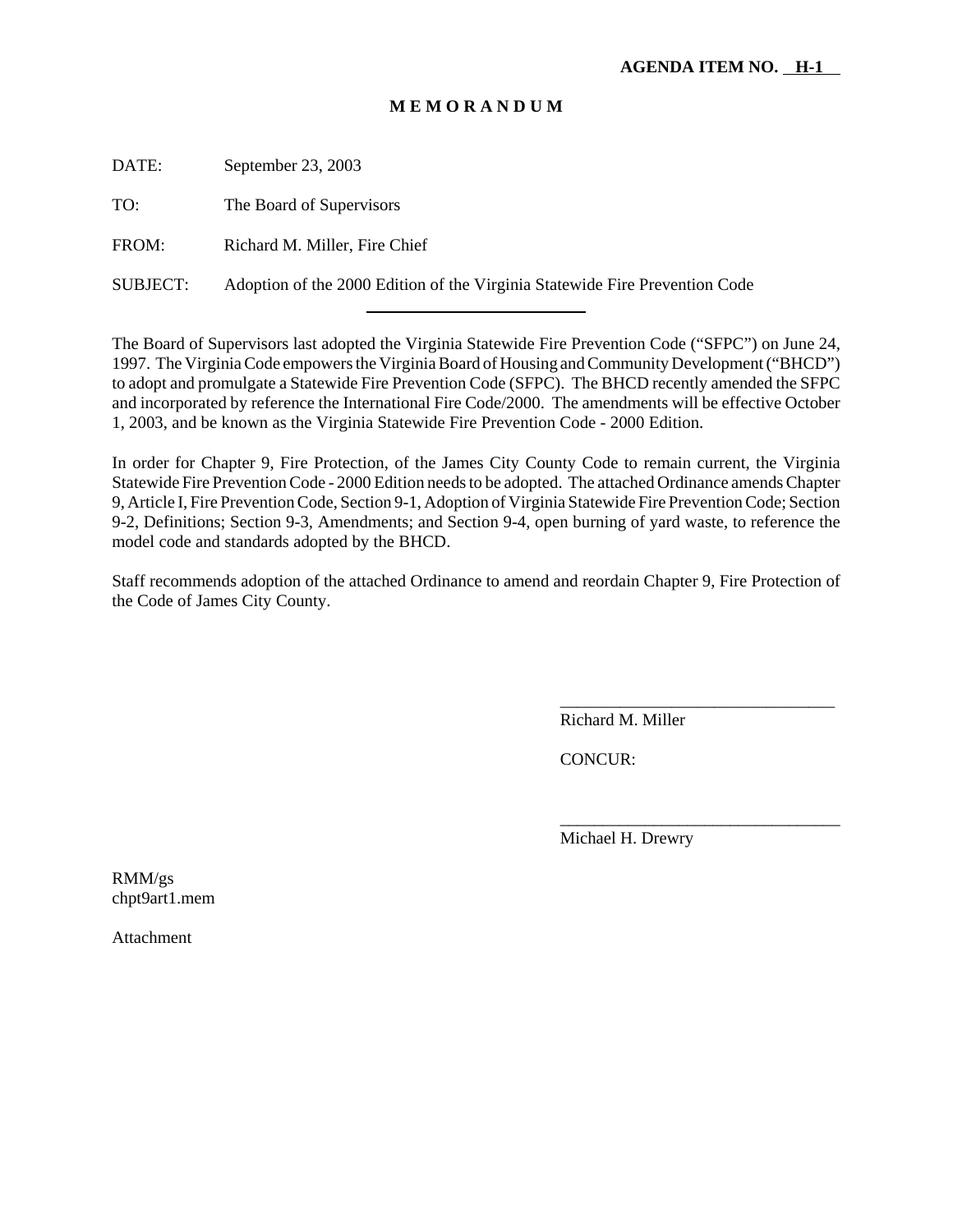**AGENDA ITEM NO. H-1**

# M E M O R A N D U M

DATE: September 23, 2003

TO: The Board of Supervisors

FROM: Richard M. Miller, Fire Chief

SUBJECT: Adoption of the 2000 Edition of the Virginia Statewide Fire Prevention Code

---

The Board of Supervisors last adopted the Virginia Statewide Fire Prevention Code ("SFPC") on June 24, 1997. The Virginia Code empowers the Virginia Board of Housing and Community Development ("BHCD") to adopt and promulgate a Statewide Fire Prevention Code (SFPC). The BHCD recently amended the SFPC and incorporated by reference the International Fire Code/2000. The amendments will be effective October 1, 2003, and be known as the Virginia Statewide Fire Prevention Code - 2000 Edition.

In order for Chapter 9, Fire Protection, of the James City County Code to remain current, the Virginia Statewide Fire Prevention Code - 2000 Edition needs to be adopted. The attached Ordinance amends Chapter 9, Article I, Fire Prevention Code, Section 9-1, Adoption of Virginia Statewide Fire Prevention Code; Section 9-2, Definitions; Section 9-3, Amendments; and Section 9-4, open burning of yard waste, to reference the model code and standards adopted by the BHCD.

Staff recommends adoption of the attached Ordinance to amend and reordain Chapter 9, Fire Protection of the Code of James City County.

\_\_\_\_\_\_\_\_\_\_\_\_\_\_\_\_\_\_\_\_\_\_\_\_\_\_\_\_\_\_\_\_

Richard M. Miller

CONCUR:

\_\_\_\_\_\_\_\_\_\_\_\_\_\_\_\_\_\_\_\_\_\_\_\_\_\_\_\_\_\_\_\_

Michael H. Drewry

RMM/gs
chpt9art1.mem

Attachment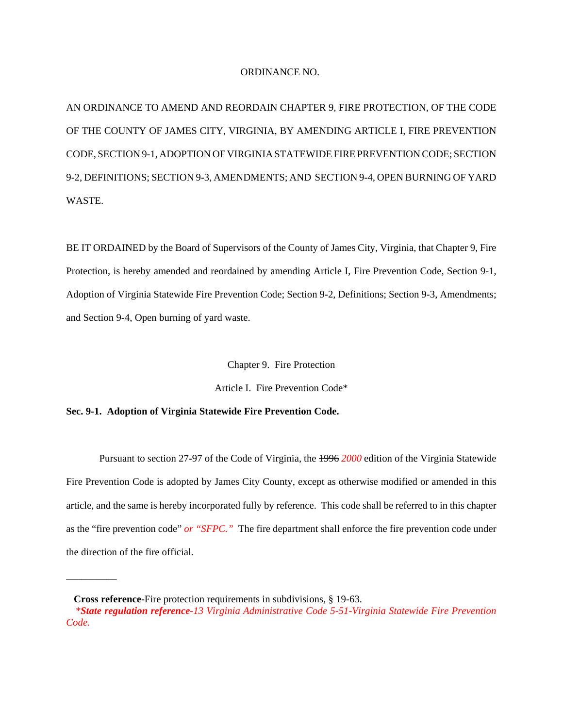ORDINANCE NO.

AN ORDINANCE TO AMEND AND REORDAIN CHAPTER 9, FIRE PROTECTION, OF THE CODE OF THE COUNTY OF JAMES CITY, VIRGINIA, BY AMENDING ARTICLE I, FIRE PREVENTION CODE, SECTION 9-1, ADOPTION OF VIRGINIA STATEWIDE FIRE PREVENTION CODE; SECTION 9-2, DEFINITIONS; SECTION 9-3, AMENDMENTS; AND SECTION 9-4, OPEN BURNING OF YARD WASTE.

BE IT ORDAINED by the Board of Supervisors of the County of James City, Virginia, that Chapter 9, Fire Protection, is hereby amended and reordained by amending Article I, Fire Prevention Code, Section 9-1, Adoption of Virginia Statewide Fire Prevention Code; Section 9-2, Definitions; Section 9-3, Amendments; and Section 9-4, Open burning of yard waste.

Chapter 9. Fire Protection

Article I. Fire Prevention Code*

**Sec. 9-1. Adoption of Virginia Statewide Fire Prevention Code.**

Pursuant to section 27-97 of the Code of Virginia, the ~~1996~~ *2000* edition of the Virginia Statewide Fire Prevention Code is adopted by James City County, except as otherwise modified or amended in this article, and the same is hereby incorporated fully by reference. This code shall be referred to in this chapter as the "fire prevention code" *or "SFPC."* The fire department shall enforce the fire prevention code under the direction of the fire official.

---

**Cross reference-**Fire protection requirements in subdivisions, § 19-63.

*\*State regulation reference-13 Virginia Administrative Code 5-51-Virginia Statewide Fire Prevention Code.*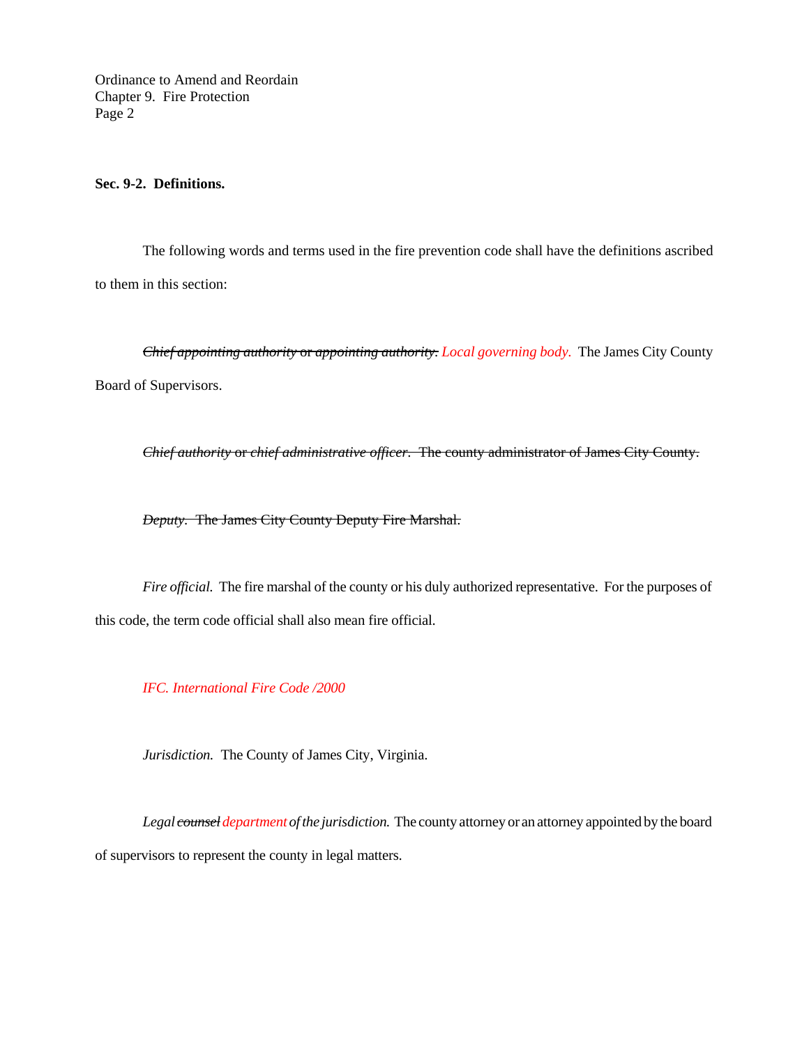**Sec. 9-2. Definitions.**

The following words and terms used in the fire prevention code shall have the definitions ascribed to them in this section:

~~*Chief appointing authority* or *appointing authority*.~~ *Local governing body.* The James City County Board of Supervisors.

~~*Chief authority* or *chief administrative officer*. The county administrator of James City County.~~

~~*Deputy*. The James City County Deputy Fire Marshal.~~

*Fire official.* The fire marshal of the county or his duly authorized representative. For the purposes of this code, the term code official shall also mean fire official.

*IFC. International Fire Code /2000*

*Jurisdiction.* The County of James City, Virginia.

*Legal ~~counsel~~ department of the jurisdiction.* The county attorney or an attorney appointed by the board of supervisors to represent the county in legal matters.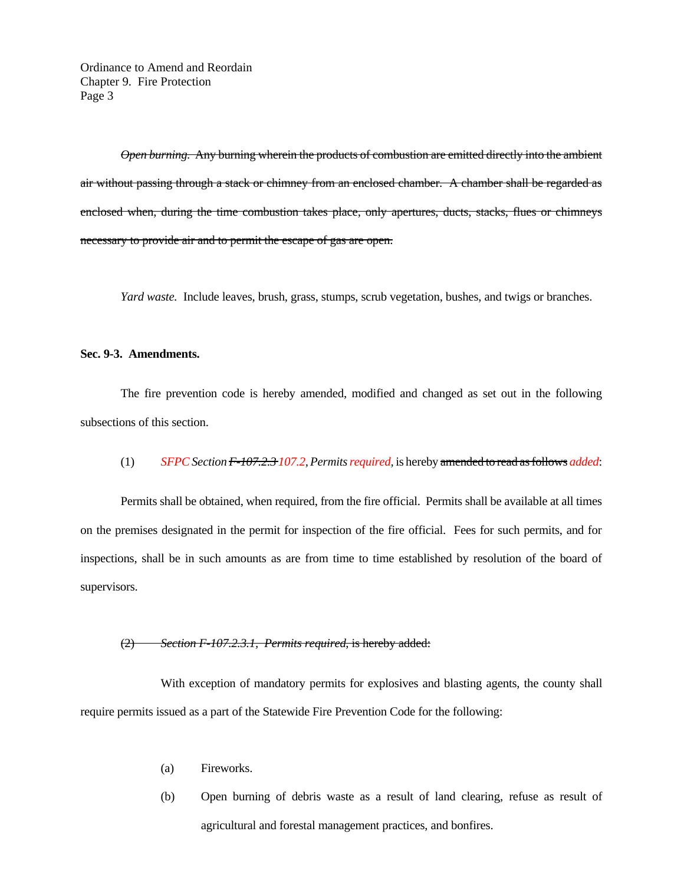~~*Open burning.* Any burning wherein the products of combustion are emitted directly into the ambient air without passing through a stack or chimney from an enclosed chamber. A chamber shall be regarded as enclosed when, during the time combustion takes place, only apertures, ducts, stacks, flues or chimneys necessary to provide air and to permit the escape of gas are open.~~

*Yard waste.* Include leaves, brush, grass, stumps, scrub vegetation, bushes, and twigs or branches.

**Sec. 9-3. Amendments.**

The fire prevention code is hereby amended, modified and changed as set out in the following subsections of this section.

(1) *SFPC Section ~~F-107.2.3~~ 107.2, Permits required,* is hereby ~~amended to read as follows~~ *added*:

Permits shall be obtained, when required, from the fire official. Permits shall be available at all times on the premises designated in the permit for inspection of the fire official. Fees for such permits, and for inspections, shall be in such amounts as are from time to time established by resolution of the board of supervisors.

~~(2) *Section F-107.2.3.1, Permits required,* is hereby added:~~

With exception of mandatory permits for explosives and blasting agents, the county shall require permits issued as a part of the Statewide Fire Prevention Code for the following:

(a) Fireworks.

(b) Open burning of debris waste as a result of land clearing, refuse as result of agricultural and forestal management practices, and bonfires.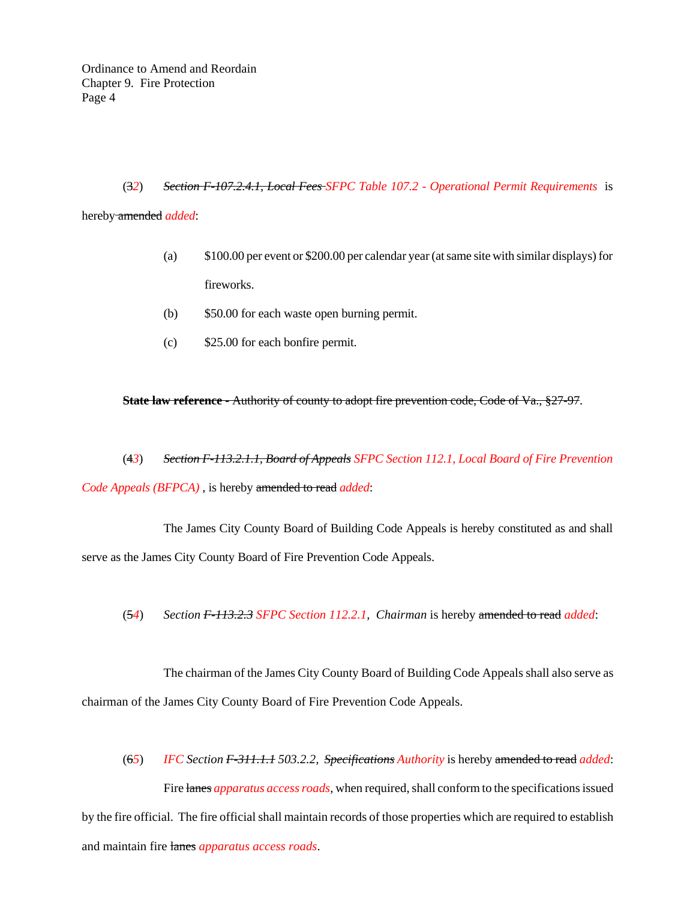(3*2*) ~~*Section F-107.2.4.1, Local Fees*~~ *SFPC Table 107.2 - Operational Permit Requirements* is hereby ~~amended~~ *added*:

(a) $100.00 per event or $200.00 per calendar year (at same site with similar displays) for fireworks.

(b) $50.00 for each waste open burning permit.

(c) $25.00 for each bonfire permit.

~~**State law reference -** Authority of county to adopt fire prevention code, Code of Va., §27-97~~.

(4*3*) ~~*Section F-113.2.1.1, Board of Appeals*~~ *SFPC Section 112.1, Local Board of Fire Prevention Code Appeals (BFPCA)* , is hereby ~~amended to read~~ *added*:

The James City County Board of Building Code Appeals is hereby constituted as and shall serve as the James City County Board of Fire Prevention Code Appeals.

(5*4*) *Section* ~~*F-113.2.3*~~ *SFPC Section 112.2.1*, *Chairman* is hereby ~~amended to read~~ *added*:

The chairman of the James City County Board of Building Code Appeals shall also serve as chairman of the James City County Board of Fire Prevention Code Appeals.

(6*5*) *IFC Section* ~~*F-311.1.1*~~ *503.2.2*, ~~*Specifications*~~ *Authority* is hereby ~~amended to read~~ *added*:

Fire ~~lanes~~ *apparatus access roads*, when required, shall conform to the specifications issued by the fire official. The fire official shall maintain records of those properties which are required to establish and maintain fire ~~lanes~~ *apparatus access roads*.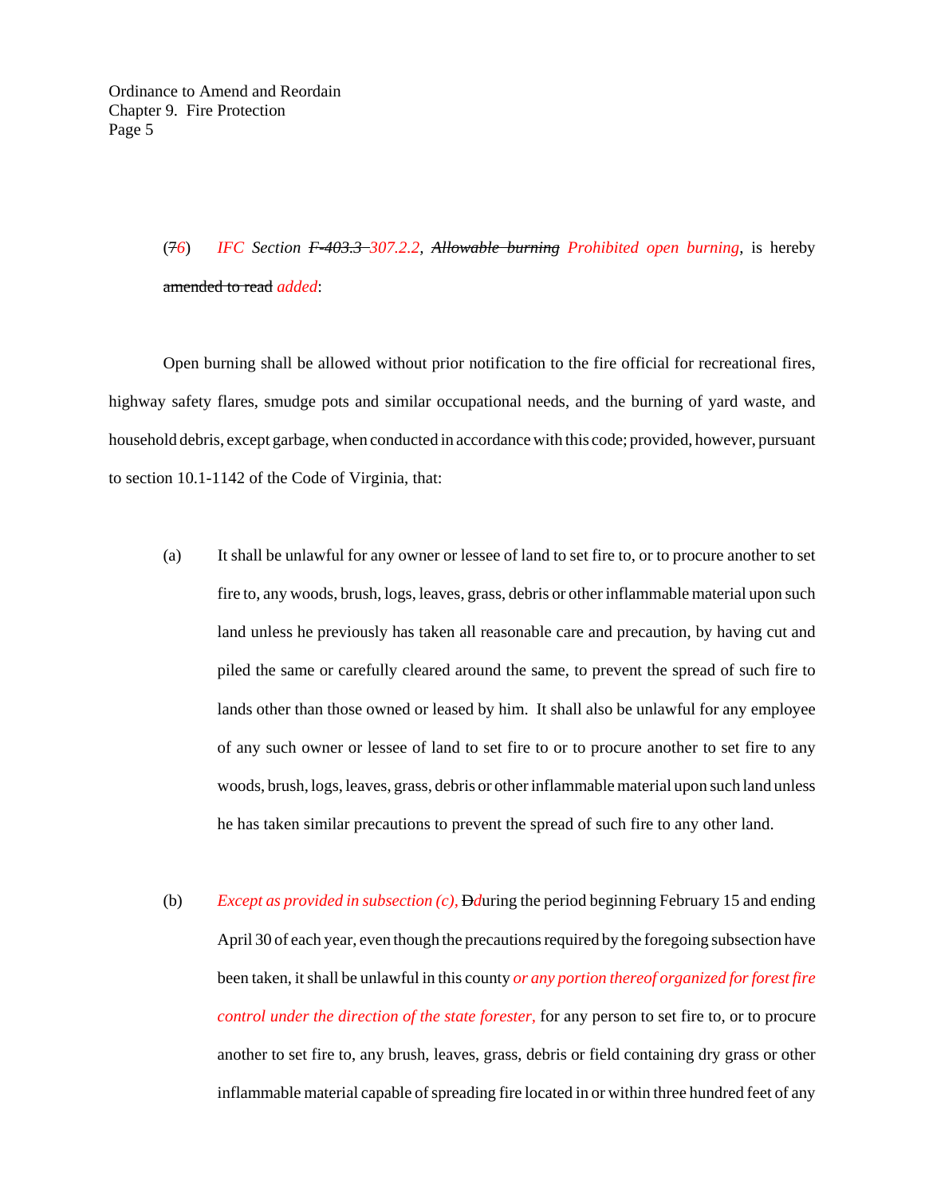(~~7~~*6*) *IFC Section ~~F-403.3~~ 307.2.2, ~~Allowable burning~~ Prohibited open burning*, is hereby ~~amended to read~~ *added*:

Open burning shall be allowed without prior notification to the fire official for recreational fires, highway safety flares, smudge pots and similar occupational needs, and the burning of yard waste, and household debris, except garbage, when conducted in accordance with this code; provided, however, pursuant to section 10.1-1142 of the Code of Virginia, that:

(a) It shall be unlawful for any owner or lessee of land to set fire to, or to procure another to set fire to, any woods, brush, logs, leaves, grass, debris or other inflammable material upon such land unless he previously has taken all reasonable care and precaution, by having cut and piled the same or carefully cleared around the same, to prevent the spread of such fire to lands other than those owned or leased by him. It shall also be unlawful for any employee of any such owner or lessee of land to set fire to or to procure another to set fire to any woods, brush, logs, leaves, grass, debris or other inflammable material upon such land unless he has taken similar precautions to prevent the spread of such fire to any other land.

(b) *Except as provided in subsection (c),* ~~D~~*d*uring the period beginning February 15 and ending April 30 of each year, even though the precautions required by the foregoing subsection have been taken, it shall be unlawful in this county *or any portion thereof organized for forest fire control under the direction of the state forester,* for any person to set fire to, or to procure another to set fire to, any brush, leaves, grass, debris or field containing dry grass or other inflammable material capable of spreading fire located in or within three hundred feet of any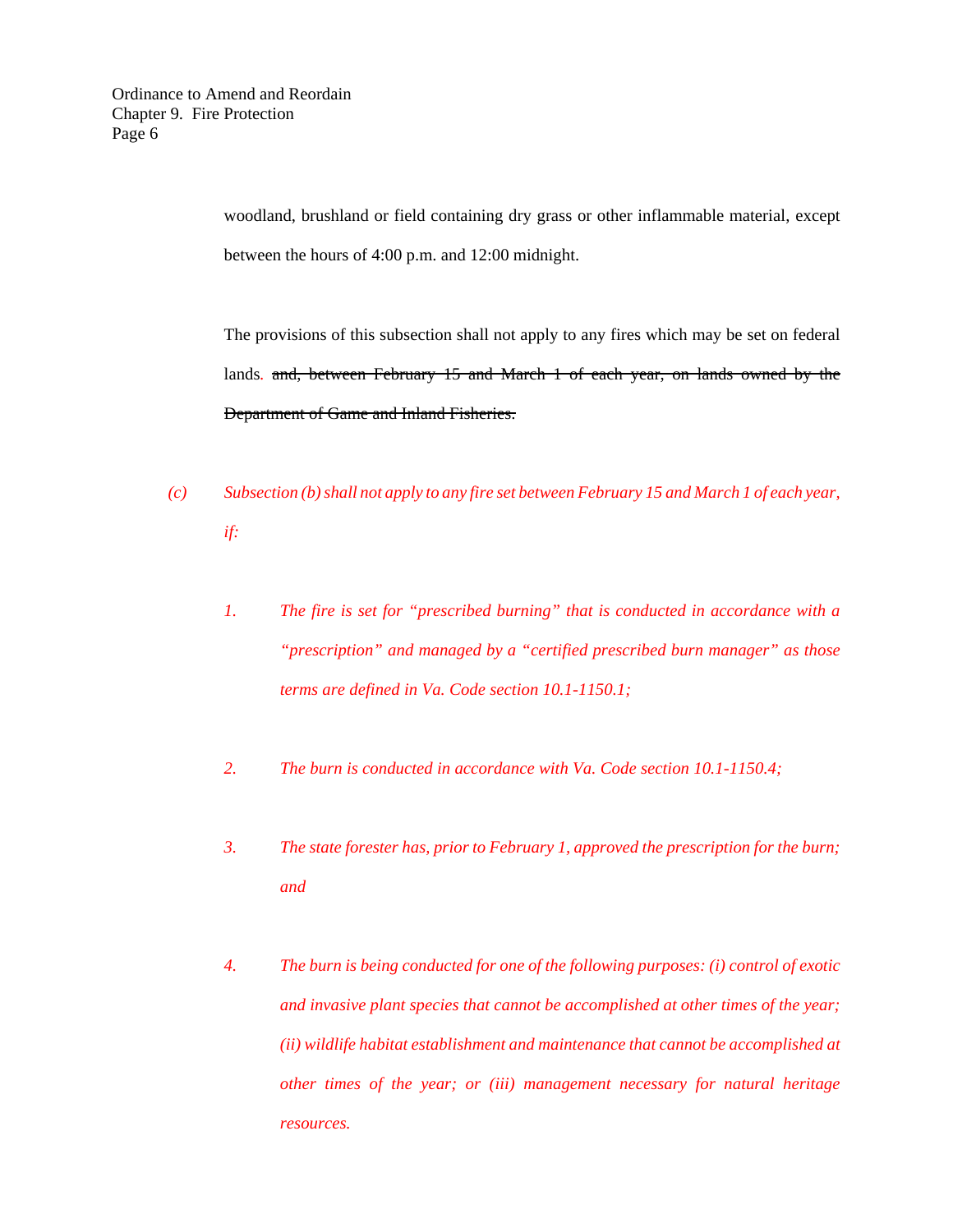woodland, brushland or field containing dry grass or other inflammable material, except between the hours of 4:00 p.m. and 12:00 midnight.

The provisions of this subsection shall not apply to any fires which may be set on federal lands. ~~and, between February 15 and March 1 of each year, on lands owned by the Department of Game and Inland Fisheries.~~

*(c) Subsection (b) shall not apply to any fire set between February 15 and March 1 of each year, if:*

*1. The fire is set for "prescribed burning" that is conducted in accordance with a "prescription" and managed by a "certified prescribed burn manager" as those terms are defined in Va. Code section 10.1-1150.1;*

*2. The burn is conducted in accordance with Va. Code section 10.1-1150.4;*

*3. The state forester has, prior to February 1, approved the prescription for the burn; and*

*4. The burn is being conducted for one of the following purposes: (i) control of exotic and invasive plant species that cannot be accomplished at other times of the year; (ii) wildlife habitat establishment and maintenance that cannot be accomplished at other times of the year; or (iii) management necessary for natural heritage resources.*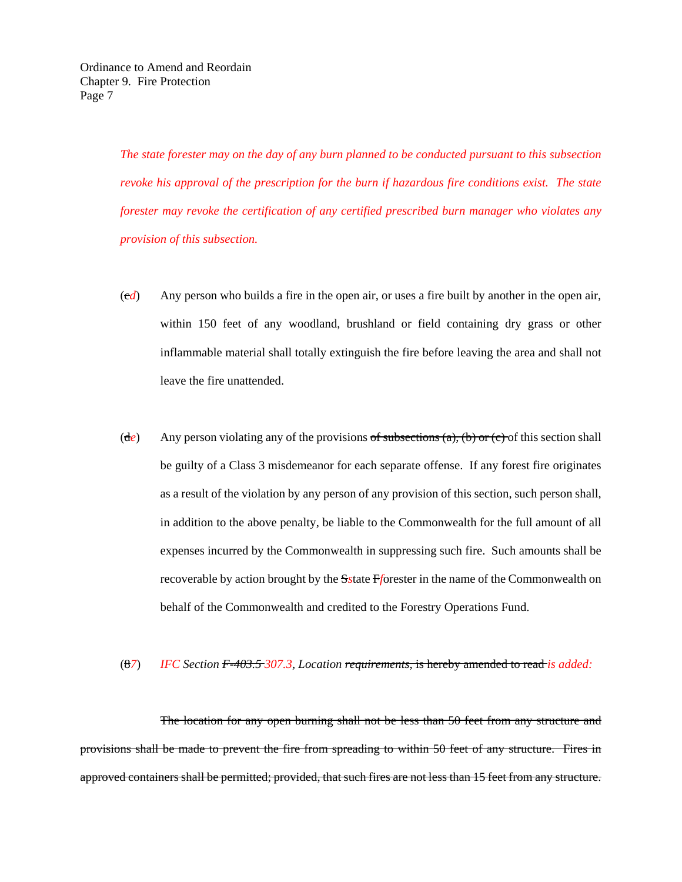*The state forester may on the day of any burn planned to be conducted pursuant to this subsection revoke his approval of the prescription for the burn if hazardous fire conditions exist. The state forester may revoke the certification of any certified prescribed burn manager who violates any provision of this subsection.*

(~~c~~*d*) Any person who builds a fire in the open air, or uses a fire built by another in the open air, within 150 feet of any woodland, brushland or field containing dry grass or other inflammable material shall totally extinguish the fire before leaving the area and shall not leave the fire unattended.

(~~d~~*e*) Any person violating any of the provisions ~~of subsections (a), (b) or (c)~~ of this section shall be guilty of a Class 3 misdemeanor for each separate offense. If any forest fire originates as a result of the violation by any person of any provision of this section, such person shall, in addition to the above penalty, be liable to the Commonwealth for the full amount of all expenses incurred by the Commonwealth in suppressing such fire. Such amounts shall be recoverable by action brought by the ~~S~~*s*tate ~~F~~*f*orester in the name of the Commonwealth on behalf of the Commonwealth and credited to the Forestry Operations Fund.

(~~8~~*7*) *IFC Section ~~F-403.5~~ 307.3, Location ~~requirements~~*, ~~is hereby amended to read~~ *is added:*

~~The location for any open burning shall not be less than 50 feet from any structure and provisions shall be made to prevent the fire from spreading to within 50 feet of any structure. Fires in approved containers shall be permitted; provided, that such fires are not less than 15 feet from any structure.~~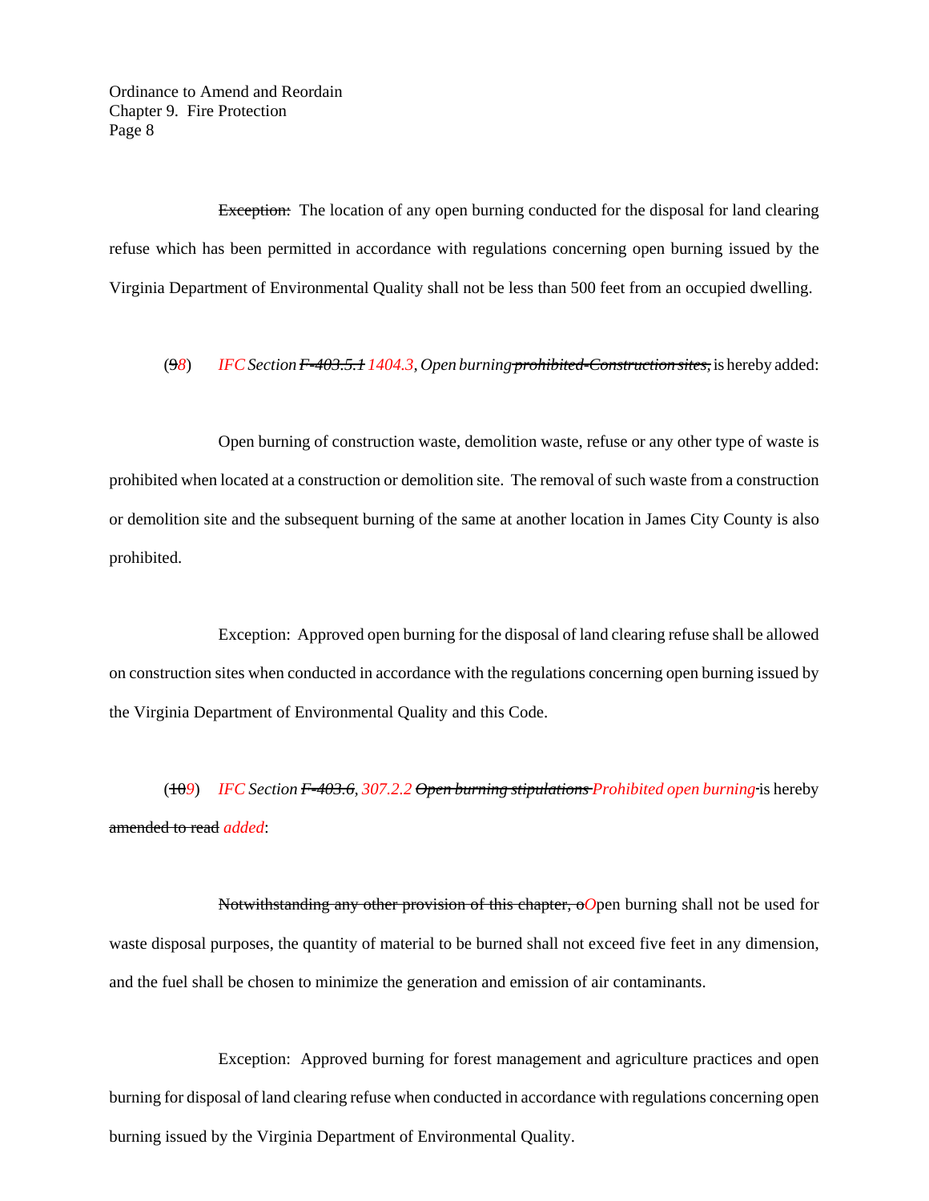Exception: The location of any open burning conducted for the disposal for land clearing refuse which has been permitted in accordance with regulations concerning open burning issued by the Virginia Department of Environmental Quality shall not be less than 500 feet from an occupied dwelling.

(~~9~~*8*) *IFC Section ~~F-403.5.1~~ 1404.3, Open burning ~~prohibited-Construction sites,~~* is hereby added:

Open burning of construction waste, demolition waste, refuse or any other type of waste is prohibited when located at a construction or demolition site. The removal of such waste from a construction or demolition site and the subsequent burning of the same at another location in James City County is also prohibited.

Exception: Approved open burning for the disposal of land clearing refuse shall be allowed on construction sites when conducted in accordance with the regulations concerning open burning issued by the Virginia Department of Environmental Quality and this Code.

(~~10~~*9*) *IFC Section ~~F-403.6,~~ 307.2.2 ~~Open burning stipulations~~ Prohibited open burning* is hereby ~~amended to read~~ *added*:

~~Notwithstanding any other provision of this chapter, o~~*O*pen burning shall not be used for waste disposal purposes, the quantity of material to be burned shall not exceed five feet in any dimension, and the fuel shall be chosen to minimize the generation and emission of air contaminants.

Exception: Approved burning for forest management and agriculture practices and open burning for disposal of land clearing refuse when conducted in accordance with regulations concerning open burning issued by the Virginia Department of Environmental Quality.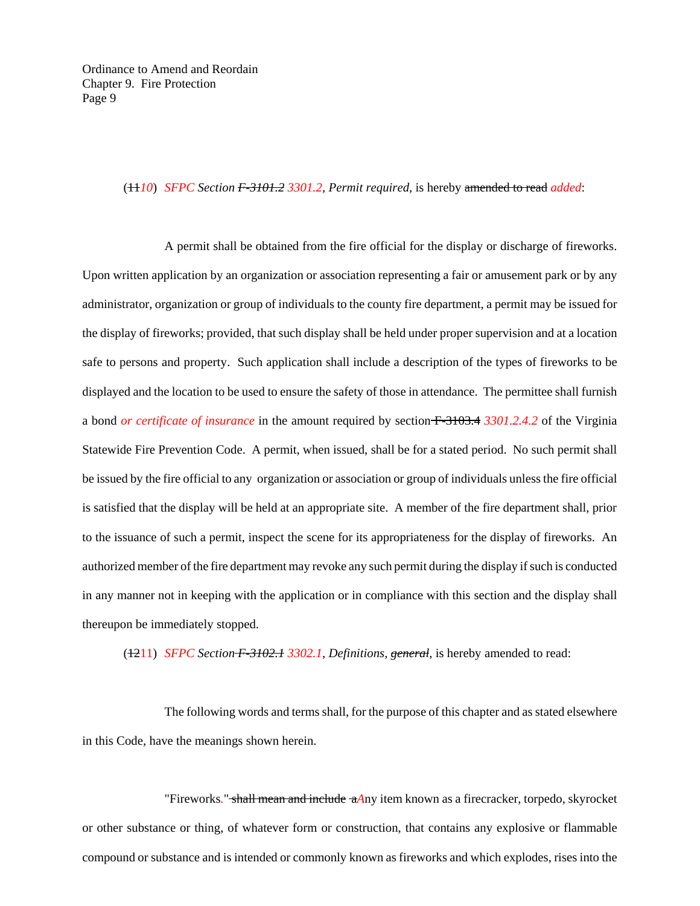(~~11~~*10*) *SFPC Section ~~F-3101.2~~ 3301.2, Permit required,* is hereby ~~amended to read~~ *added*:

A permit shall be obtained from the fire official for the display or discharge of fireworks. Upon written application by an organization or association representing a fair or amusement park or by any administrator, organization or group of individuals to the county fire department, a permit may be issued for the display of fireworks; provided, that such display shall be held under proper supervision and at a location safe to persons and property. Such application shall include a description of the types of fireworks to be displayed and the location to be used to ensure the safety of those in attendance. The permittee shall furnish a bond *or certificate of insurance* in the amount required by section ~~F-3103.4~~ *3301.2.4.2* of the Virginia Statewide Fire Prevention Code. A permit, when issued, shall be for a stated period. No such permit shall be issued by the fire official to any organization or association or group of individuals unless the fire official is satisfied that the display will be held at an appropriate site. A member of the fire department shall, prior to the issuance of such a permit, inspect the scene for its appropriateness for the display of fireworks. An authorized member of the fire department may revoke any such permit during the display if such is conducted in any manner not in keeping with the application or in compliance with this section and the display shall thereupon be immediately stopped.

(~~12~~11) *SFPC Section ~~F-3102.1~~ 3302.1, Definitions, ~~general~~*, is hereby amended to read:

The following words and terms shall, for the purpose of this chapter and as stated elsewhere in this Code, have the meanings shown herein.

"Fireworks." ~~shall mean and include a~~*A*ny item known as a firecracker, torpedo, skyrocket or other substance or thing, of whatever form or construction, that contains any explosive or flammable compound or substance and is intended or commonly known as fireworks and which explodes, rises into the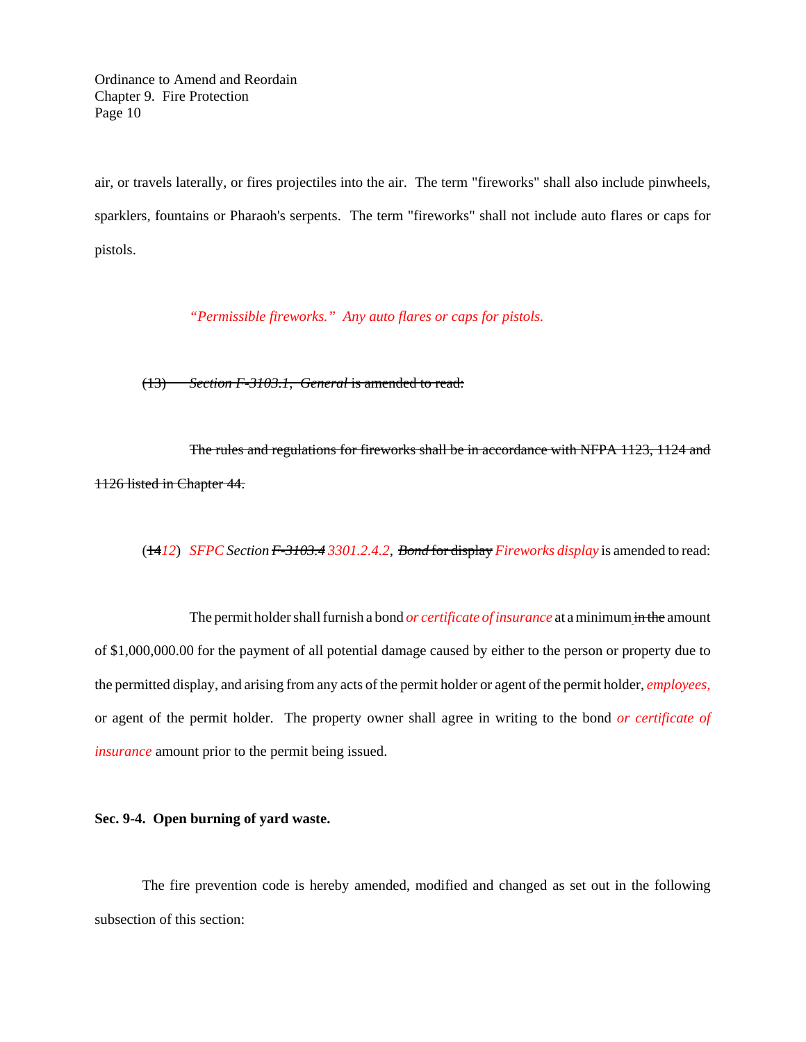air, or travels laterally, or fires projectiles into the air. The term "fireworks" shall also include pinwheels, sparklers, fountains or Pharaoh's serpents. The term "fireworks" shall not include auto flares or caps for pistols.

*"Permissible fireworks." Any auto flares or caps for pistols.*

~~(13) *Section F-3103.1, General* is amended to read:~~

~~The rules and regulations for fireworks shall be in accordance with NFPA 1123, 1124 and 1126 listed in Chapter 44.~~

(~~14~~*12*) *SFPC Section ~~F-3103.4~~ 3301.2.4.2, ~~Bond~~* ~~for display~~ *Fireworks display* is amended to read:

The permit holder shall furnish a bond *or certificate of insurance* at a minimum ~~in the~~ amount of $1,000,000.00 for the payment of all potential damage caused by either to the person or property due to the permitted display, and arising from any acts of the permit holder or agent of the permit holder, *employees,* or agent of the permit holder. The property owner shall agree in writing to the bond *or certificate of insurance* amount prior to the permit being issued.

**Sec. 9-4. Open burning of yard waste.**

The fire prevention code is hereby amended, modified and changed as set out in the following subsection of this section: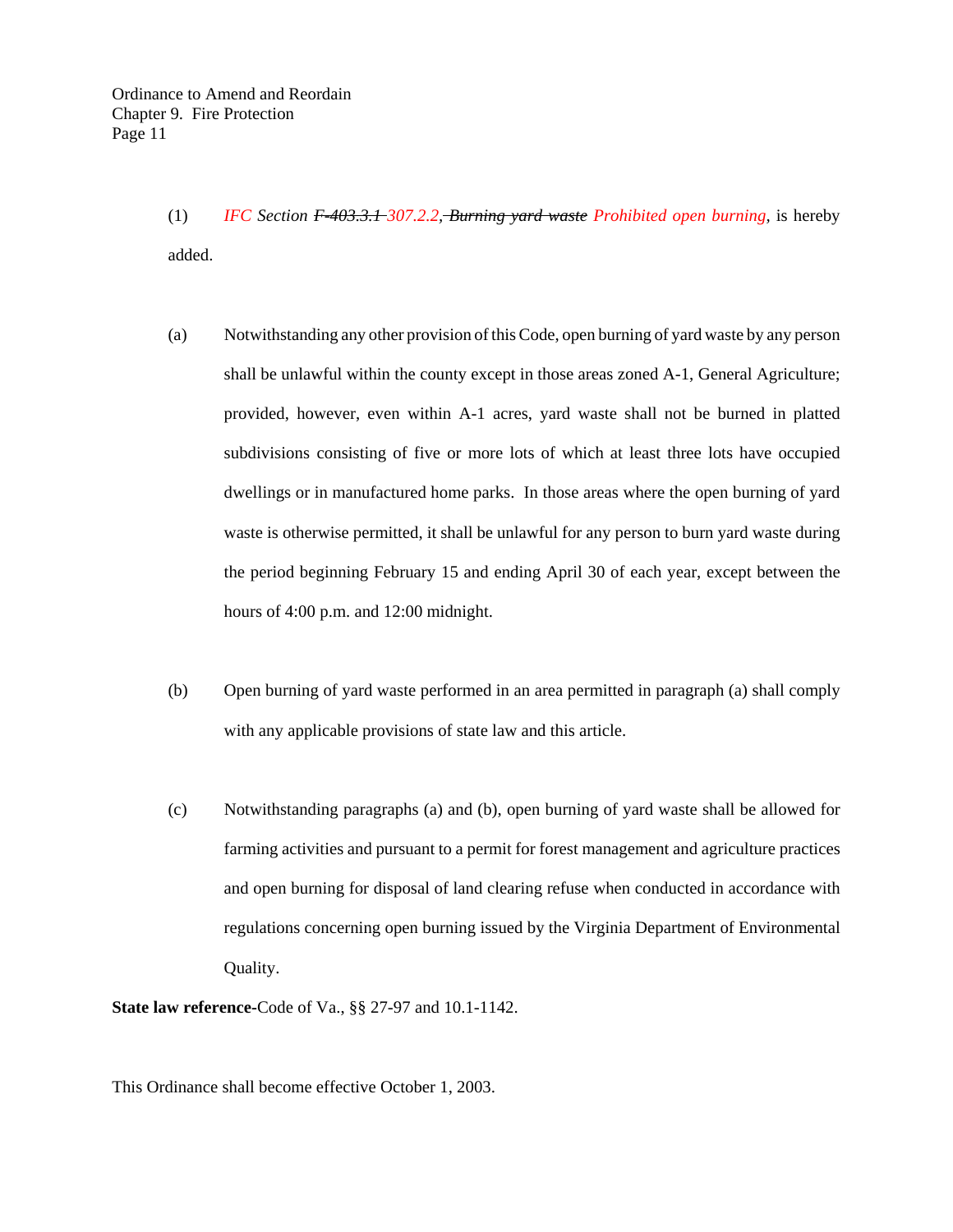(1) *IFC Section ~~F-403.3.1~~ 307.2.2, ~~Burning yard waste~~ Prohibited open burning*, is hereby added.

(a) Notwithstanding any other provision of this Code, open burning of yard waste by any person shall be unlawful within the county except in those areas zoned A-1, General Agriculture; provided, however, even within A-1 acres, yard waste shall not be burned in platted subdivisions consisting of five or more lots of which at least three lots have occupied dwellings or in manufactured home parks. In those areas where the open burning of yard waste is otherwise permitted, it shall be unlawful for any person to burn yard waste during the period beginning February 15 and ending April 30 of each year, except between the hours of 4:00 p.m. and 12:00 midnight.

(b) Open burning of yard waste performed in an area permitted in paragraph (a) shall comply with any applicable provisions of state law and this article.

(c) Notwithstanding paragraphs (a) and (b), open burning of yard waste shall be allowed for farming activities and pursuant to a permit for forest management and agriculture practices and open burning for disposal of land clearing refuse when conducted in accordance with regulations concerning open burning issued by the Virginia Department of Environmental Quality.

**State law reference-**Code of Va., §§ 27-97 and 10.1-1142.

This Ordinance shall become effective October 1, 2003.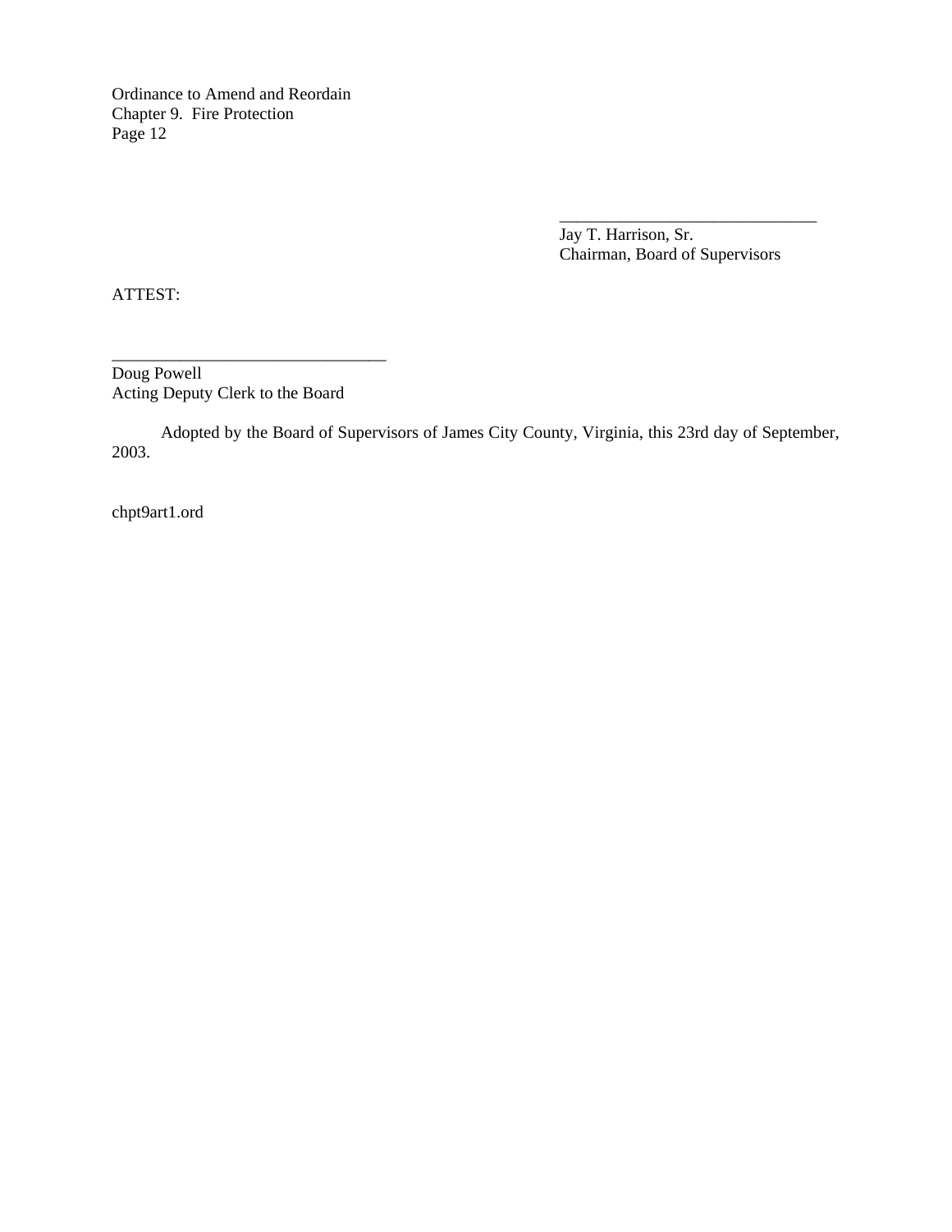\_\_\_\_\_\_\_\_\_\_\_\_\_\_\_\_\_\_\_\_\_\_\_\_\_\_\_\_\_\_\_\_

Jay T. Harrison, Sr.
Chairman, Board of Supervisors

ATTEST:

\_\_\_\_\_\_\_\_\_\_\_\_\_\_\_\_\_\_\_\_\_\_\_\_\_\_\_\_\_\_\_\_

Doug Powell
Acting Deputy Clerk to the Board

Adopted by the Board of Supervisors of James City County, Virginia, this 23rd day of September, 2003.

chpt9art1.ord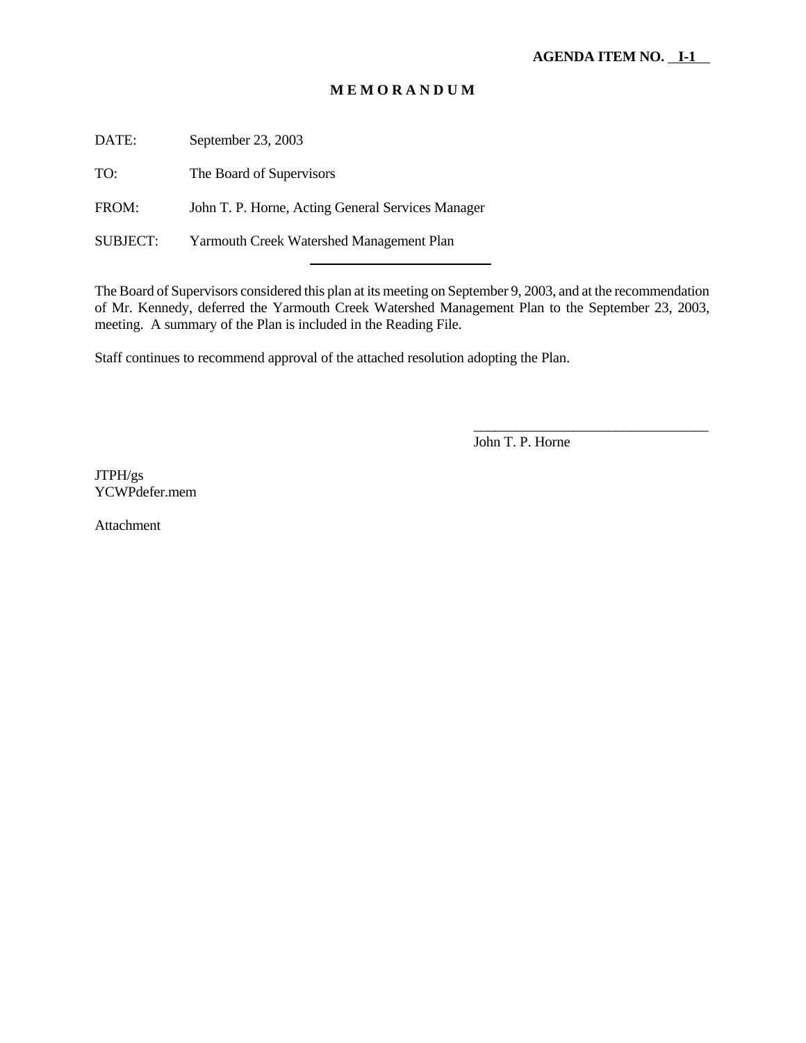**AGENDA ITEM NO. I-1**

# M E M O R A N D U M

DATE: September 23, 2003

TO: The Board of Supervisors

FROM: John T. P. Horne, Acting General Services Manager

SUBJECT: Yarmouth Creek Watershed Management Plan

The Board of Supervisors considered this plan at its meeting on September 9, 2003, and at the recommendation of Mr. Kennedy, deferred the Yarmouth Creek Watershed Management Plan to the September 23, 2003, meeting. A summary of the Plan is included in the Reading File.

Staff continues to recommend approval of the attached resolution adopting the Plan.

\_\_\_\_\_\_\_\_\_\_\_\_\_\_\_\_\_\_\_\_\_\_\_\_\_\_\_\_\_\_\_\_\_\_

John T. P. Horne

JTPH/gs
YCWPdefer.mem

Attachment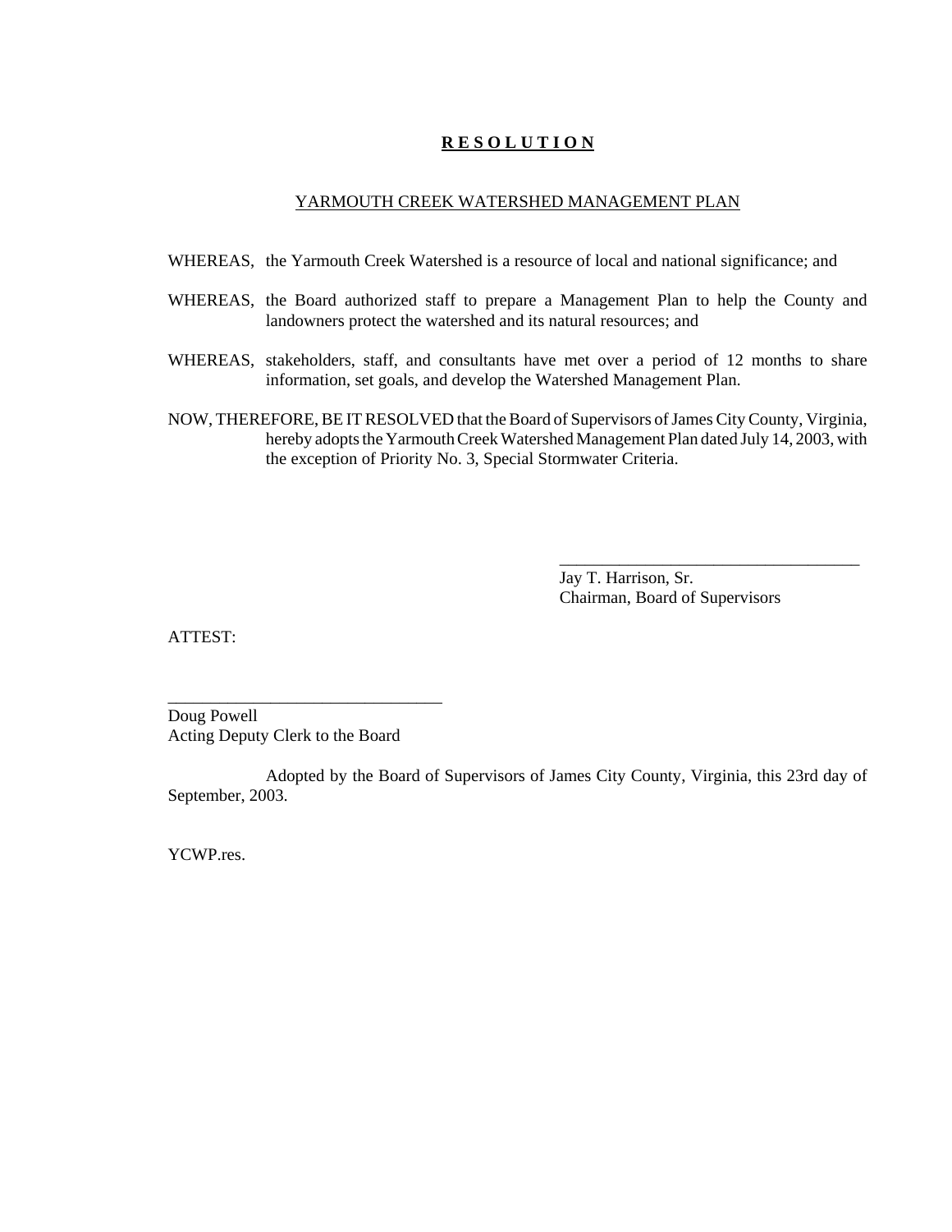# **R E S O L U T I O N**

## YARMOUTH CREEK WATERSHED MANAGEMENT PLAN

WHEREAS, the Yarmouth Creek Watershed is a resource of local and national significance; and

WHEREAS, the Board authorized staff to prepare a Management Plan to help the County and landowners protect the watershed and its natural resources; and

WHEREAS, stakeholders, staff, and consultants have met over a period of 12 months to share information, set goals, and develop the Watershed Management Plan.

NOW, THEREFORE, BE IT RESOLVED that the Board of Supervisors of James City County, Virginia, hereby adopts the Yarmouth Creek Watershed Management Plan dated July 14, 2003, with the exception of Priority No. 3, Special Stormwater Criteria.

\_\_\_\_\_\_\_\_\_\_\_\_\_\_\_\_\_\_\_\_\_\_\_\_\_\_\_\_\_\_\_\_\_\_\_\_

Jay T. Harrison, Sr.
Chairman, Board of Supervisors

ATTEST:

\_\_\_\_\_\_\_\_\_\_\_\_\_\_\_\_\_\_\_\_\_\_\_\_\_\_\_\_\_\_\_\_\_

Doug Powell
Acting Deputy Clerk to the Board

Adopted by the Board of Supervisors of James City County, Virginia, this 23rd day of September, 2003.

YCWP.res.